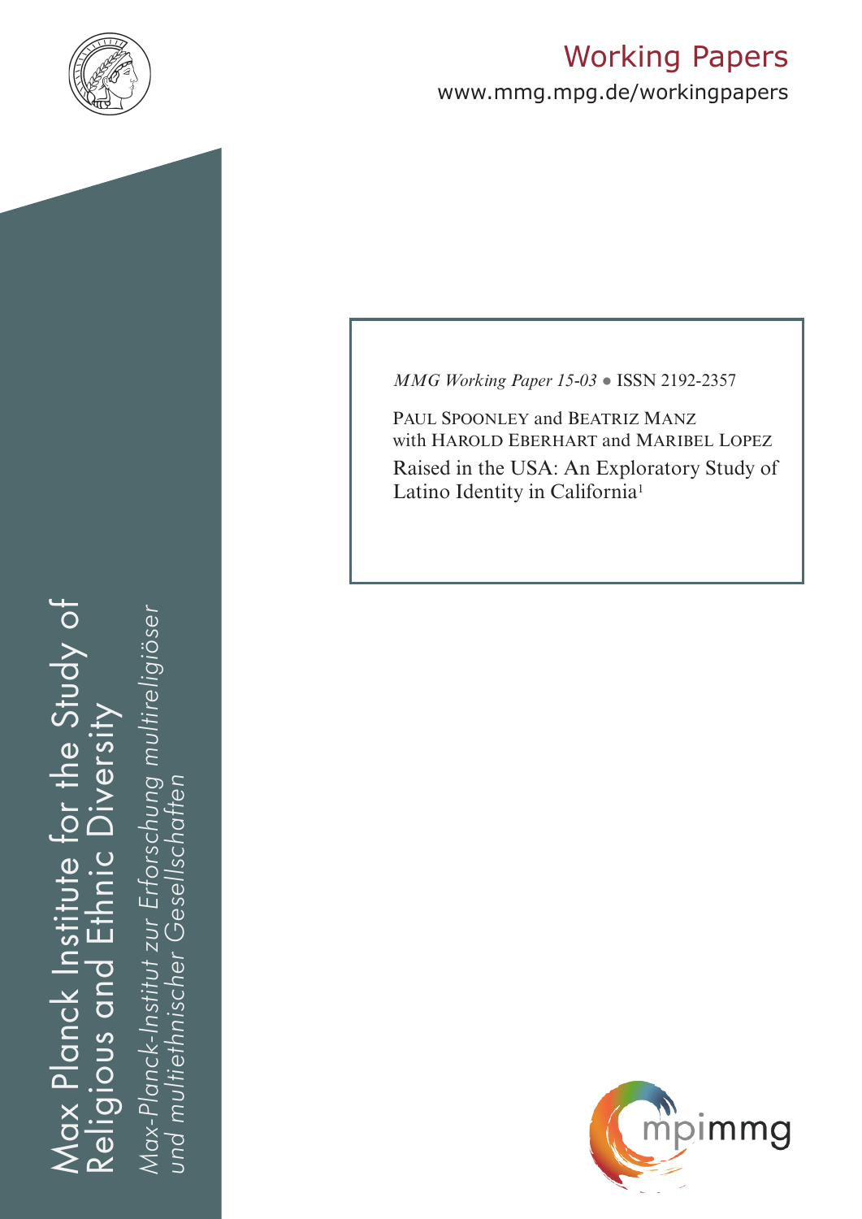# Working Papers

www.mmg.mpg.de/workingpapers

Max Planck Institute for the Study of Religious and Ethnic Diversity

*Max-Planck-Institut zur Erforschung multireligiöser und multiethnischer Gesellschaften*

*MMG Working Paper 15-03* ● ISSN 2192-2357

PAUL SPOONLEY and BEATRIZ MANZ
with HAROLD EBERHART and MARIBEL LOPEZ

## Raised in the USA: An Exploratory Study of Latino Identity in California[1]

mpimmg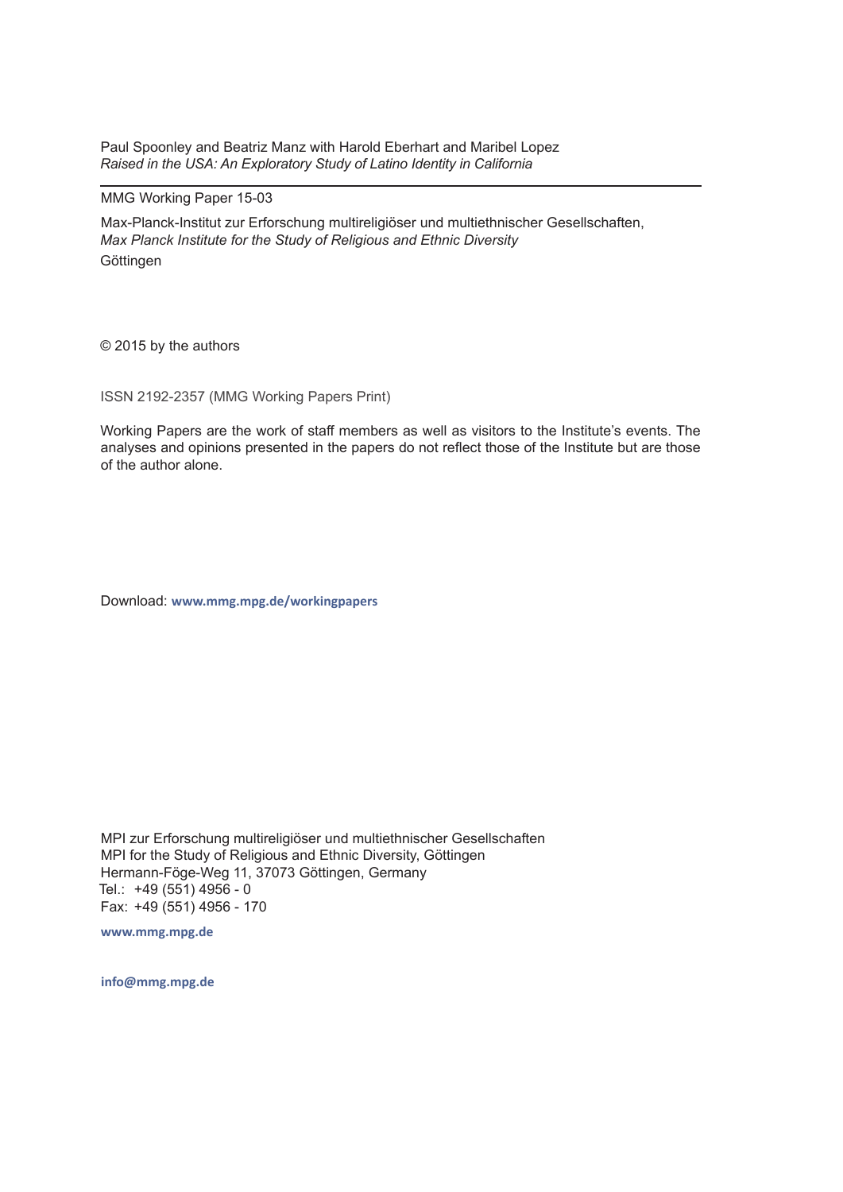Paul Spoonley and Beatriz Manz with Harold Eberhart and Maribel Lopez
*Raised in the USA: An Exploratory Study of Latino Identity in California*

---

MMG Working Paper 15-03

Max-Planck-Institut zur Erforschung multireligiöser und multiethnischer Gesellschaften,
*Max Planck Institute for the Study of Religious and Ethnic Diversity*
Göttingen

© 2015 by the authors

ISSN 2192-2357 (MMG Working Papers Print)

Working Papers are the work of staff members as well as visitors to the Institute's events. The analyses and opinions presented in the papers do not reflect those of the Institute but are those of the author alone.

Download: **www.mmg.mpg.de/workingpapers**

MPI zur Erforschung multireligiöser und multiethnischer Gesellschaften
MPI for the Study of Religious and Ethnic Diversity, Göttingen
Hermann-Föge-Weg 11, 37073 Göttingen, Germany
Tel.: +49 (551) 4956 - 0
Fax: +49 (551) 4956 - 170

**www.mmg.mpg.de**

**info@mmg.mpg.de**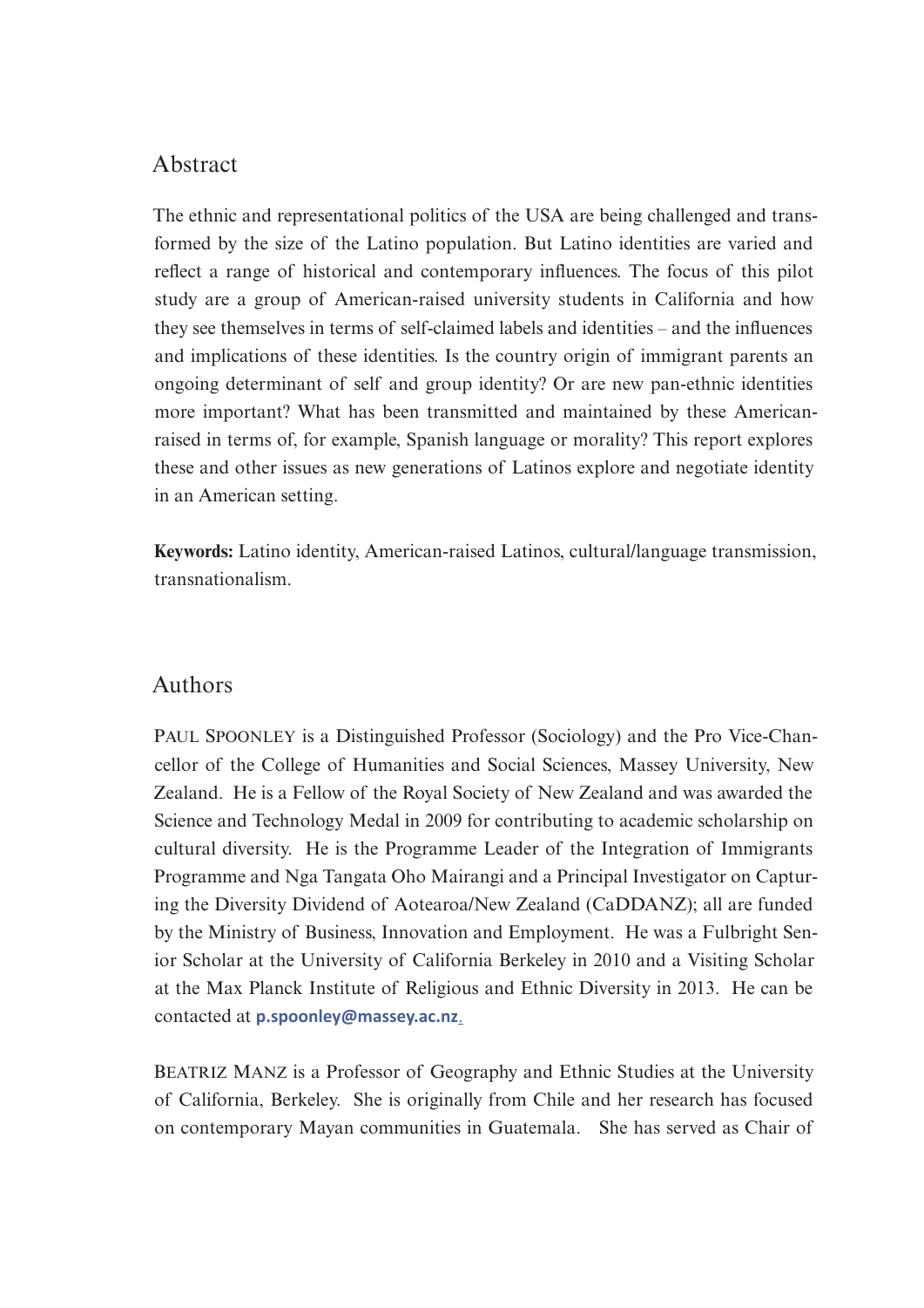## Abstract

The ethnic and representational politics of the USA are being challenged and transformed by the size of the Latino population. But Latino identities are varied and reflect a range of historical and contemporary influences. The focus of this pilot study are a group of American-raised university students in California and how they see themselves in terms of self-claimed labels and identities – and the influences and implications of these identities. Is the country origin of immigrant parents an ongoing determinant of self and group identity? Or are new pan-ethnic identities more important? What has been transmitted and maintained by these American-raised in terms of, for example, Spanish language or morality? This report explores these and other issues as new generations of Latinos explore and negotiate identity in an American setting.

**Keywords:** Latino identity, American-raised Latinos, cultural/language transmission, transnationalism.

## Authors

PAUL SPOONLEY is a Distinguished Professor (Sociology) and the Pro Vice-Chancellor of the College of Humanities and Social Sciences, Massey University, New Zealand. He is a Fellow of the Royal Society of New Zealand and was awarded the Science and Technology Medal in 2009 for contributing to academic scholarship on cultural diversity. He is the Programme Leader of the Integration of Immigrants Programme and Nga Tangata Oho Mairangi and a Principal Investigator on Capturing the Diversity Dividend of Aotearoa/New Zealand (CaDDANZ); all are funded by the Ministry of Business, Innovation and Employment. He was a Fulbright Senior Scholar at the University of California Berkeley in 2010 and a Visiting Scholar at the Max Planck Institute of Religious and Ethnic Diversity in 2013. He can be contacted at **p.spoonley@massey.ac.nz**.

BEATRIZ MANZ is a Professor of Geography and Ethnic Studies at the University of California, Berkeley. She is originally from Chile and her research has focused on contemporary Mayan communities in Guatemala. She has served as Chair of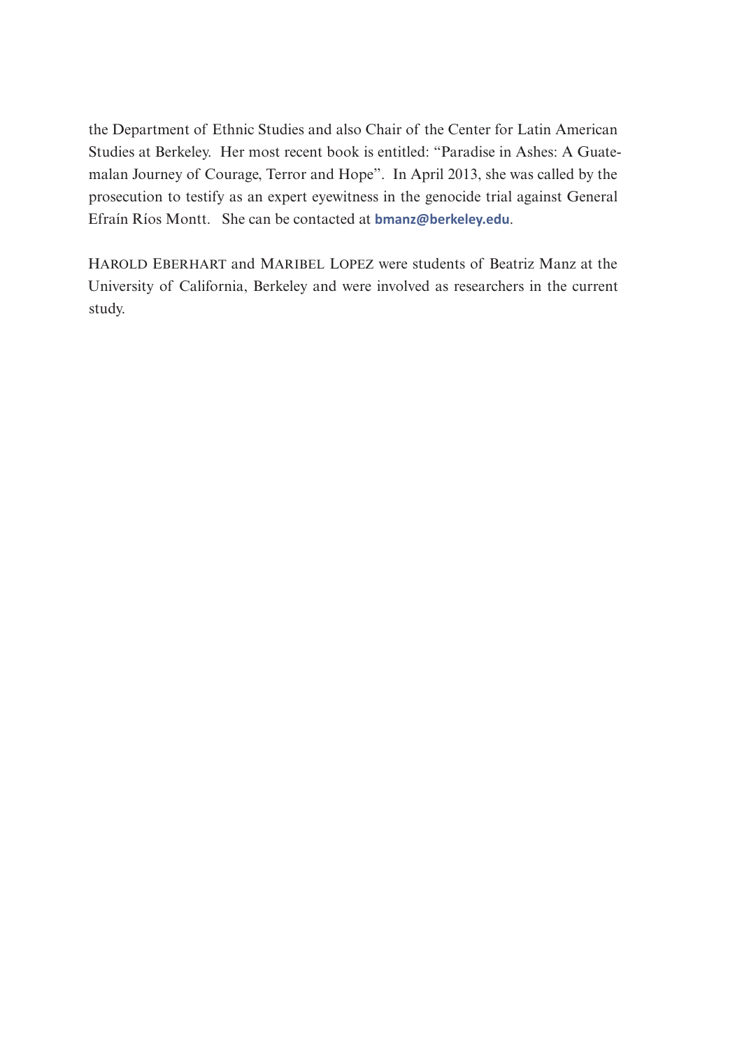the Department of Ethnic Studies and also Chair of the Center for Latin American Studies at Berkeley. Her most recent book is entitled: "Paradise in Ashes: A Guatemalan Journey of Courage, Terror and Hope". In April 2013, she was called by the prosecution to testify as an expert eyewitness in the genocide trial against General Efraín Ríos Montt. She can be contacted at **bmanz@berkeley.edu**.

HAROLD EBERHART and MARIBEL LOPEZ were students of Beatriz Manz at the University of California, Berkeley and were involved as researchers in the current study.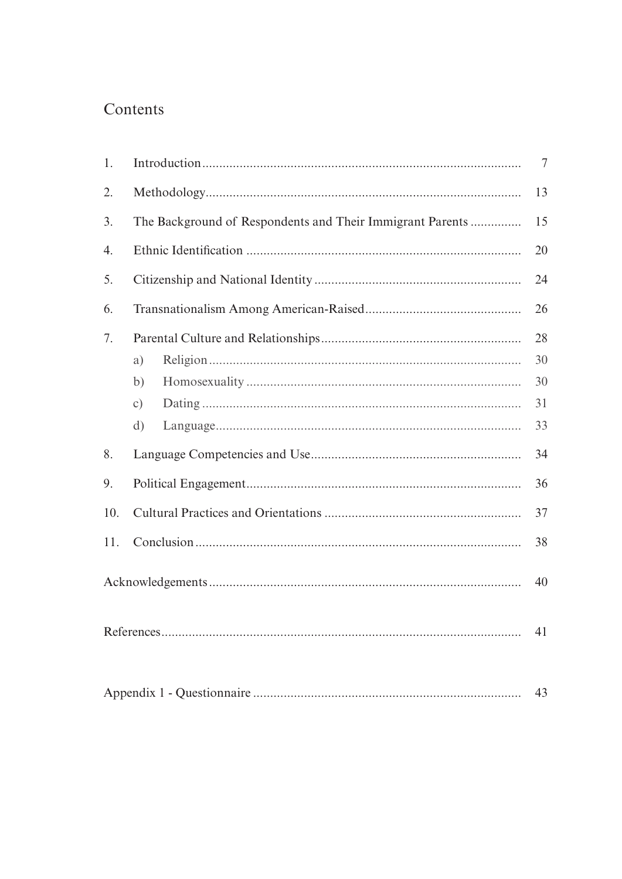# Contents

| | | |
|---|---|---|
| 1. | Introduction | 7 |
| 2. | Methodology | 13 |
| 3. | The Background of Respondents and Their Immigrant Parents | 15 |
| 4. | Ethnic Identification | 20 |
| 5. | Citizenship and National Identity | 24 |
| 6. | Transnationalism Among American-Raised | 26 |
| 7. | Parental Culture and Relationships | 28 |
| | a) Religion | 30 |
| | b) Homosexuality | 30 |
| | c) Dating | 31 |
| | d) Language | 33 |
| 8. | Language Competencies and Use | 34 |
| 9. | Political Engagement | 36 |
| 10. | Cultural Practices and Orientations | 37 |
| 11. | Conclusion | 38 |
| | Acknowledgements | 40 |
| | References | 41 |
| | Appendix 1 - Questionnaire | 43 |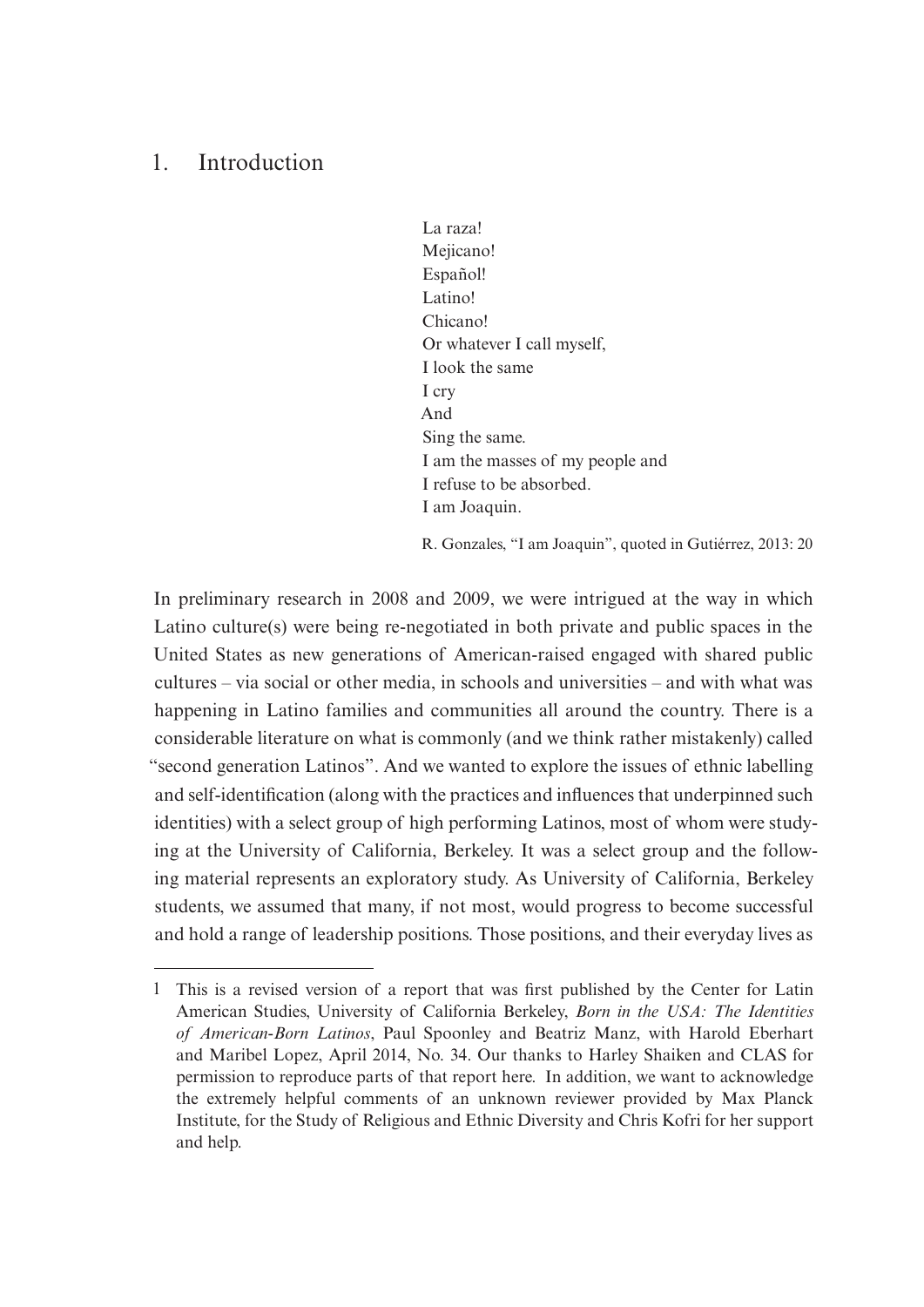# 1. Introduction

> La raza!
> Mejicano!
> Español!
> Latino!
> Chicano!
> Or whatever I call myself,
> I look the same
> I cry
> And
> Sing the same.
> I am the masses of my people and
> I refuse to be absorbed.
> I am Joaquin.
>
> R. Gonzales, "I am Joaquin", quoted in Gutiérrez, 2013: 20

In preliminary research in 2008 and 2009, we were intrigued at the way in which Latino culture(s) were being re-negotiated in both private and public spaces in the United States as new generations of American-raised engaged with shared public cultures – via social or other media, in schools and universities – and with what was happening in Latino families and communities all around the country. There is a considerable literature on what is commonly (and we think rather mistakenly) called "second generation Latinos". And we wanted to explore the issues of ethnic labelling and self-identification (along with the practices and influences that underpinned such identities) with a select group of high performing Latinos, most of whom were studying at the University of California, Berkeley. It was a select group and the following material represents an exploratory study. As University of California, Berkeley students, we assumed that many, if not most, would progress to become successful and hold a range of leadership positions. Those positions, and their everyday lives as

---

1 This is a revised version of a report that was first published by the Center for Latin American Studies, University of California Berkeley, *Born in the USA: The Identities of American-Born Latinos*, Paul Spoonley and Beatriz Manz, with Harold Eberhart and Maribel Lopez, April 2014, No. 34. Our thanks to Harley Shaiken and CLAS for permission to reproduce parts of that report here. In addition, we want to acknowledge the extremely helpful comments of an unknown reviewer provided by Max Planck Institute, for the Study of Religious and Ethnic Diversity and Chris Kofri for her support and help.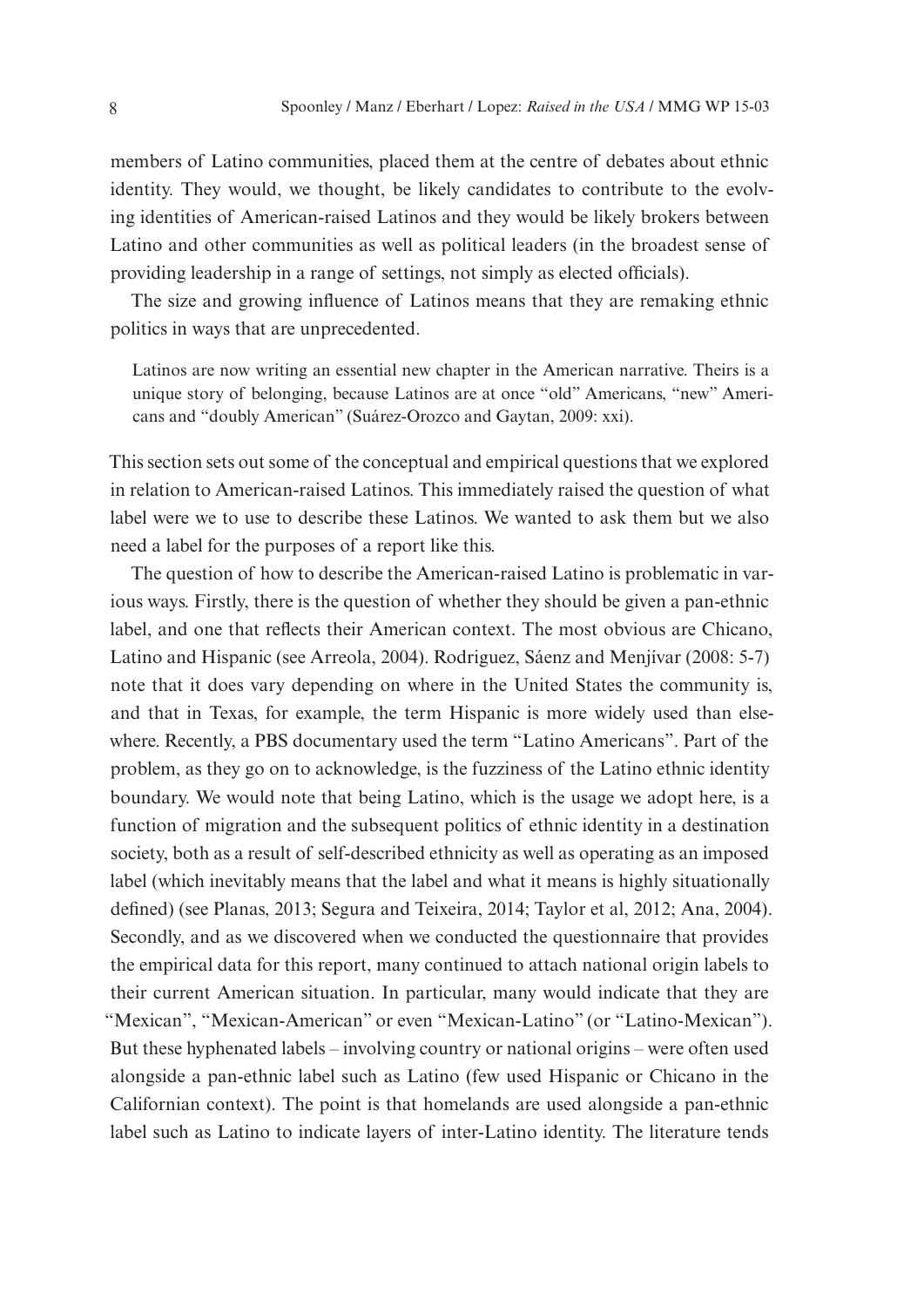members of Latino communities, placed them at the centre of debates about ethnic identity. They would, we thought, be likely candidates to contribute to the evolving identities of American-raised Latinos and they would be likely brokers between Latino and other communities as well as political leaders (in the broadest sense of providing leadership in a range of settings, not simply as elected officials).

The size and growing influence of Latinos means that they are remaking ethnic politics in ways that are unprecedented.

> Latinos are now writing an essential new chapter in the American narrative. Theirs is a unique story of belonging, because Latinos are at once "old" Americans, "new" Americans and "doubly American" (Suárez-Orozco and Gaytan, 2009: xxi).

This section sets out some of the conceptual and empirical questions that we explored in relation to American-raised Latinos. This immediately raised the question of what label were we to use to describe these Latinos. We wanted to ask them but we also need a label for the purposes of a report like this.

The question of how to describe the American-raised Latino is problematic in various ways. Firstly, there is the question of whether they should be given a pan-ethnic label, and one that reflects their American context. The most obvious are Chicano, Latino and Hispanic (see Arreola, 2004). Rodriguez, Sáenz and Menjívar (2008: 5-7) note that it does vary depending on where in the United States the community is, and that in Texas, for example, the term Hispanic is more widely used than elsewhere. Recently, a PBS documentary used the term "Latino Americans". Part of the problem, as they go on to acknowledge, is the fuzziness of the Latino ethnic identity boundary. We would note that being Latino, which is the usage we adopt here, is a function of migration and the subsequent politics of ethnic identity in a destination society, both as a result of self-described ethnicity as well as operating as an imposed label (which inevitably means that the label and what it means is highly situationally defined) (see Planas, 2013; Segura and Teixeira, 2014; Taylor et al, 2012; Ana, 2004). Secondly, and as we discovered when we conducted the questionnaire that provides the empirical data for this report, many continued to attach national origin labels to their current American situation. In particular, many would indicate that they are "Mexican", "Mexican-American" or even "Mexican-Latino" (or "Latino-Mexican"). But these hyphenated labels – involving country or national origins – were often used alongside a pan-ethnic label such as Latino (few used Hispanic or Chicano in the Californian context). The point is that homelands are used alongside a pan-ethnic label such as Latino to indicate layers of inter-Latino identity. The literature tends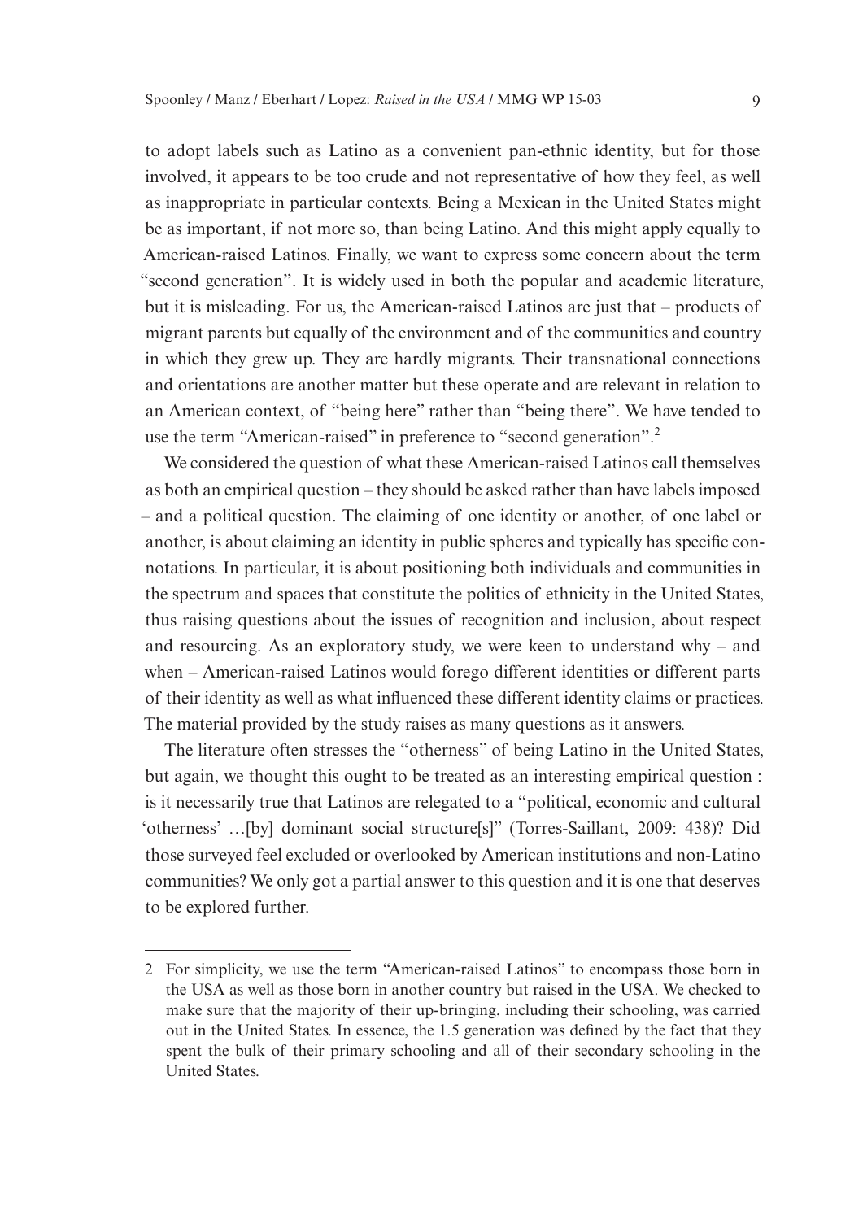to adopt labels such as Latino as a convenient pan-ethnic identity, but for those involved, it appears to be too crude and not representative of how they feel, as well as inappropriate in particular contexts. Being a Mexican in the United States might be as important, if not more so, than being Latino. And this might apply equally to American-raised Latinos. Finally, we want to express some concern about the term "second generation". It is widely used in both the popular and academic literature, but it is misleading. For us, the American-raised Latinos are just that – products of migrant parents but equally of the environment and of the communities and country in which they grew up. They are hardly migrants. Their transnational connections and orientations are another matter but these operate and are relevant in relation to an American context, of "being here" rather than "being there". We have tended to use the term "American-raised" in preference to "second generation".[2]

We considered the question of what these American-raised Latinos call themselves as both an empirical question – they should be asked rather than have labels imposed – and a political question. The claiming of one identity or another, of one label or another, is about claiming an identity in public spheres and typically has specific connotations. In particular, it is about positioning both individuals and communities in the spectrum and spaces that constitute the politics of ethnicity in the United States, thus raising questions about the issues of recognition and inclusion, about respect and resourcing. As an exploratory study, we were keen to understand why – and when – American-raised Latinos would forego different identities or different parts of their identity as well as what influenced these different identity claims or practices. The material provided by the study raises as many questions as it answers.

The literature often stresses the "otherness" of being Latino in the United States, but again, we thought this ought to be treated as an interesting empirical question : is it necessarily true that Latinos are relegated to a "political, economic and cultural 'otherness' …[by] dominant social structure[s]" (Torres-Saillant, 2009: 438)? Did those surveyed feel excluded or overlooked by American institutions and non-Latino communities? We only got a partial answer to this question and it is one that deserves to be explored further.

---

2 For simplicity, we use the term "American-raised Latinos" to encompass those born in the USA as well as those born in another country but raised in the USA. We checked to make sure that the majority of their up-bringing, including their schooling, was carried out in the United States. In essence, the 1.5 generation was defined by the fact that they spent the bulk of their primary schooling and all of their secondary schooling in the United States.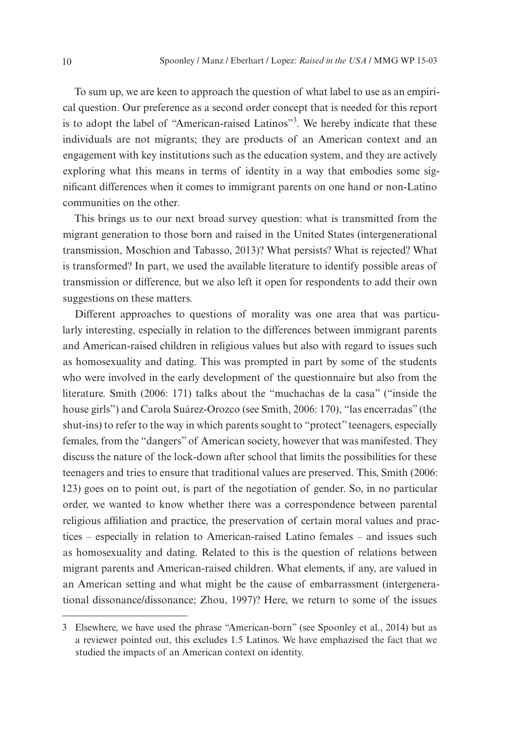To sum up, we are keen to approach the question of what label to use as an empirical question. Our preference as a second order concept that is needed for this report is to adopt the label of "American-raised Latinos"[3]. We hereby indicate that these individuals are not migrants; they are products of an American context and an engagement with key institutions such as the education system, and they are actively exploring what this means in terms of identity in a way that embodies some significant differences when it comes to immigrant parents on one hand or non-Latino communities on the other.

This brings us to our next broad survey question: what is transmitted from the migrant generation to those born and raised in the United States (intergenerational transmission, Moschion and Tabasso, 2013)? What persists? What is rejected? What is transformed? In part, we used the available literature to identify possible areas of transmission or difference, but we also left it open for respondents to add their own suggestions on these matters.

Different approaches to questions of morality was one area that was particularly interesting, especially in relation to the differences between immigrant parents and American-raised children in religious values but also with regard to issues such as homosexuality and dating. This was prompted in part by some of the students who were involved in the early development of the questionnaire but also from the literature. Smith (2006: 171) talks about the "muchachas de la casa" ("inside the house girls") and Carola Suárez-Orozco (see Smith, 2006: 170), "las encerradas" (the shut-ins) to refer to the way in which parents sought to "protect" teenagers, especially females, from the "dangers" of American society, however that was manifested. They discuss the nature of the lock-down after school that limits the possibilities for these teenagers and tries to ensure that traditional values are preserved. This, Smith (2006: 123) goes on to point out, is part of the negotiation of gender. So, in no particular order, we wanted to know whether there was a correspondence between parental religious affiliation and practice, the preservation of certain moral values and practices – especially in relation to American-raised Latino females – and issues such as homosexuality and dating. Related to this is the question of relations between migrant parents and American-raised children. What elements, if any, are valued in an American setting and what might be the cause of embarrassment (intergenerational dissonance/dissonance; Zhou, 1997)? Here, we return to some of the issues

3 Elsewhere, we have used the phrase "American-born" (see Spoonley et al., 2014) but as a reviewer pointed out, this excludes 1.5 Latinos. We have emphazised the fact that we studied the impacts of an American context on identity.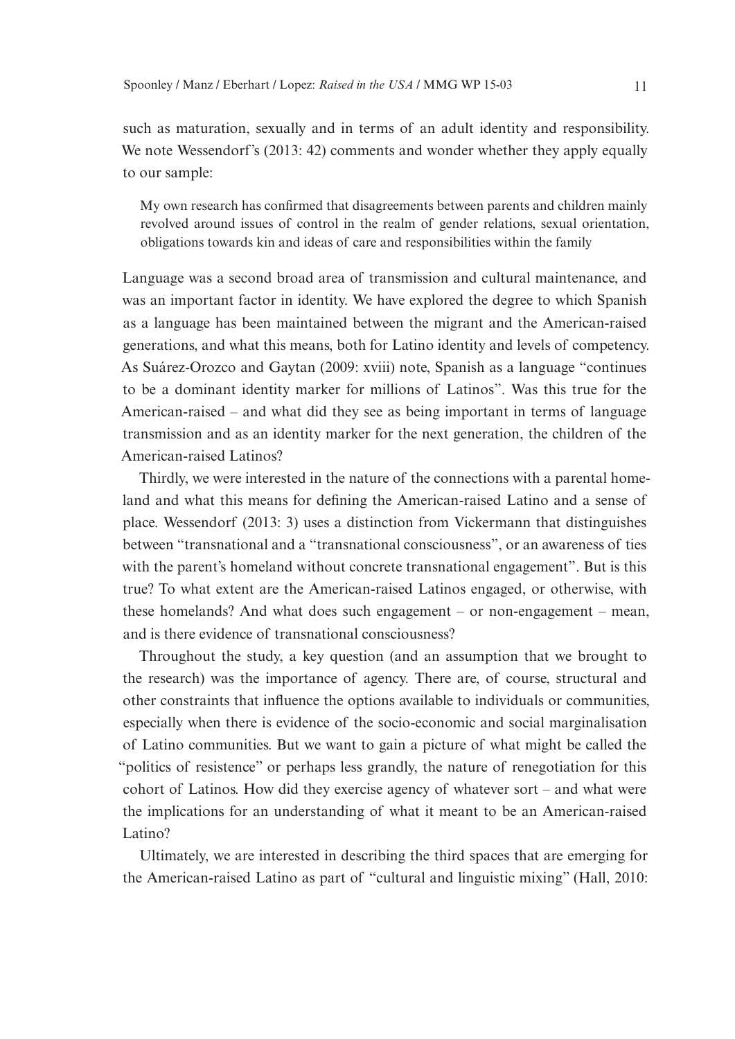such as maturation, sexually and in terms of an adult identity and responsibility. We note Wessendorf's (2013: 42) comments and wonder whether they apply equally to our sample:

> My own research has confirmed that disagreements between parents and children mainly revolved around issues of control in the realm of gender relations, sexual orientation, obligations towards kin and ideas of care and responsibilities within the family

Language was a second broad area of transmission and cultural maintenance, and was an important factor in identity. We have explored the degree to which Spanish as a language has been maintained between the migrant and the American-raised generations, and what this means, both for Latino identity and levels of competency. As Suárez-Orozco and Gaytan (2009: xviii) note, Spanish as a language "continues to be a dominant identity marker for millions of Latinos". Was this true for the American-raised – and what did they see as being important in terms of language transmission and as an identity marker for the next generation, the children of the American-raised Latinos?

Thirdly, we were interested in the nature of the connections with a parental homeland and what this means for defining the American-raised Latino and a sense of place. Wessendorf (2013: 3) uses a distinction from Vickermann that distinguishes between "transnational and a "transnational consciousness", or an awareness of ties with the parent's homeland without concrete transnational engagement". But is this true? To what extent are the American-raised Latinos engaged, or otherwise, with these homelands? And what does such engagement – or non-engagement – mean, and is there evidence of transnational consciousness?

Throughout the study, a key question (and an assumption that we brought to the research) was the importance of agency. There are, of course, structural and other constraints that influence the options available to individuals or communities, especially when there is evidence of the socio-economic and social marginalisation of Latino communities. But we want to gain a picture of what might be called the "politics of resistence" or perhaps less grandly, the nature of renegotiation for this cohort of Latinos. How did they exercise agency of whatever sort – and what were the implications for an understanding of what it meant to be an American-raised Latino?

Ultimately, we are interested in describing the third spaces that are emerging for the American-raised Latino as part of "cultural and linguistic mixing" (Hall, 2010: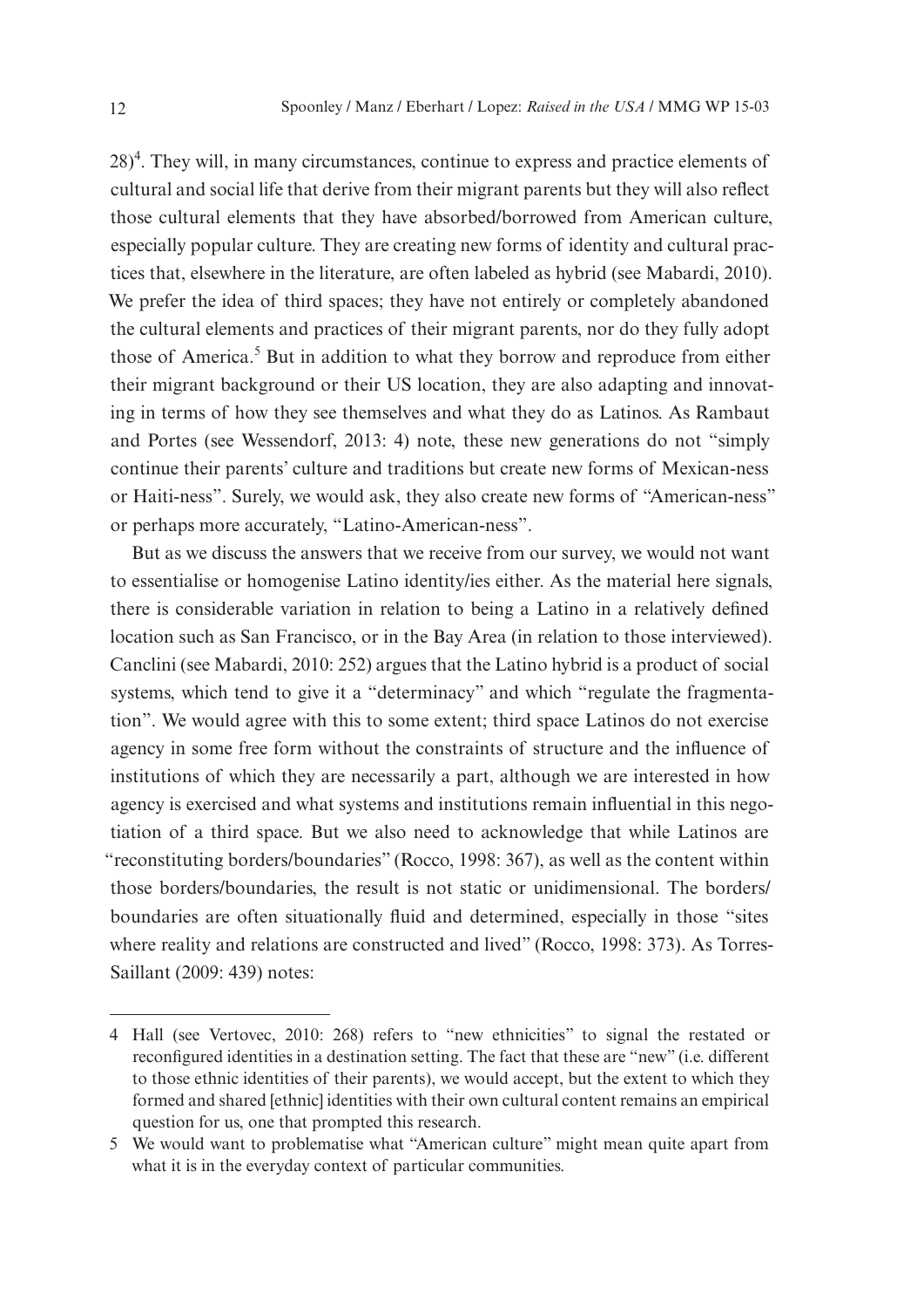28)[4]. They will, in many circumstances, continue to express and practice elements of cultural and social life that derive from their migrant parents but they will also reflect those cultural elements that they have absorbed/borrowed from American culture, especially popular culture. They are creating new forms of identity and cultural practices that, elsewhere in the literature, are often labeled as hybrid (see Mabardi, 2010). We prefer the idea of third spaces; they have not entirely or completely abandoned the cultural elements and practices of their migrant parents, nor do they fully adopt those of America.[5] But in addition to what they borrow and reproduce from either their migrant background or their US location, they are also adapting and innovating in terms of how they see themselves and what they do as Latinos. As Rambaut and Portes (see Wessendorf, 2013: 4) note, these new generations do not "simply continue their parents' culture and traditions but create new forms of Mexican-ness or Haiti-ness". Surely, we would ask, they also create new forms of "American-ness" or perhaps more accurately, "Latino-American-ness".

But as we discuss the answers that we receive from our survey, we would not want to essentialise or homogenise Latino identity/ies either. As the material here signals, there is considerable variation in relation to being a Latino in a relatively defined location such as San Francisco, or in the Bay Area (in relation to those interviewed). Canclini (see Mabardi, 2010: 252) argues that the Latino hybrid is a product of social systems, which tend to give it a "determinacy" and which "regulate the fragmentation". We would agree with this to some extent; third space Latinos do not exercise agency in some free form without the constraints of structure and the influence of institutions of which they are necessarily a part, although we are interested in how agency is exercised and what systems and institutions remain influential in this negotiation of a third space. But we also need to acknowledge that while Latinos are "reconstituting borders/boundaries" (Rocco, 1998: 367), as well as the content within those borders/boundaries, the result is not static or unidimensional. The borders/boundaries are often situationally fluid and determined, especially in those "sites where reality and relations are constructed and lived" (Rocco, 1998: 373). As Torres-Saillant (2009: 439) notes:

---

4 Hall (see Vertovec, 2010: 268) refers to "new ethnicities" to signal the restated or reconfigured identities in a destination setting. The fact that these are "new" (i.e. different to those ethnic identities of their parents), we would accept, but the extent to which they formed and shared [ethnic] identities with their own cultural content remains an empirical question for us, one that prompted this research.

5 We would want to problematise what "American culture" might mean quite apart from what it is in the everyday context of particular communities.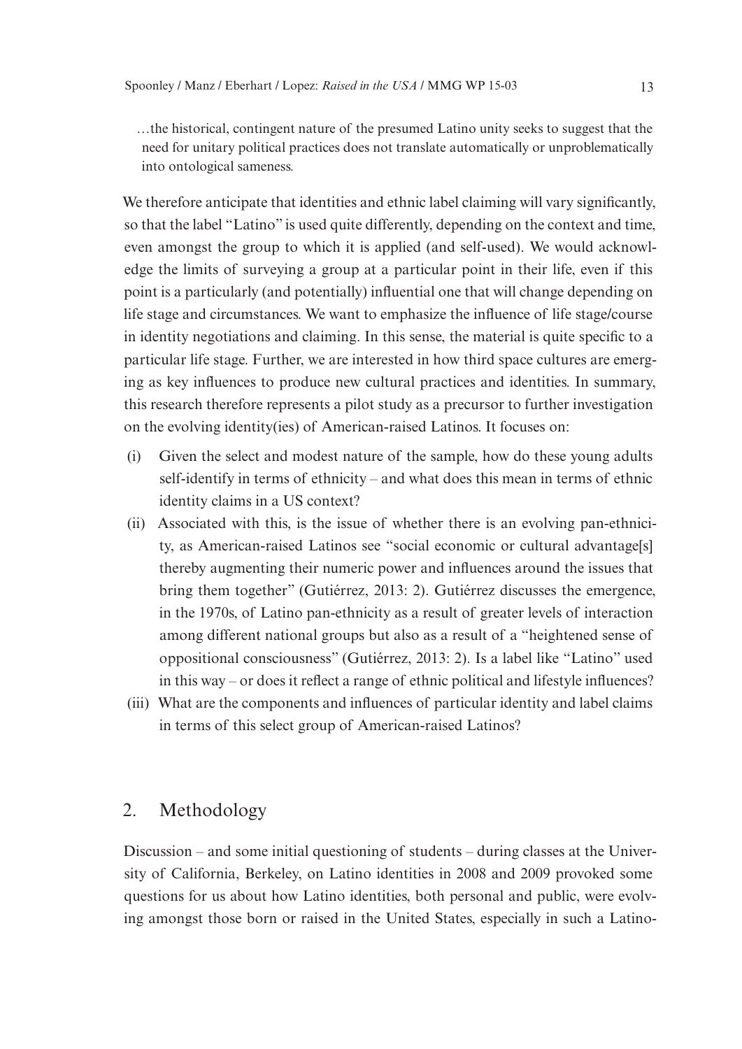> …the historical, contingent nature of the presumed Latino unity seeks to suggest that the need for unitary political practices does not translate automatically or unproblematically into ontological sameness.

We therefore anticipate that identities and ethnic label claiming will vary significantly, so that the label "Latino" is used quite differently, depending on the context and time, even amongst the group to which it is applied (and self-used). We would acknowledge the limits of surveying a group at a particular point in their life, even if this point is a particularly (and potentially) influential one that will change depending on life stage and circumstances. We want to emphasize the influence of life stage/course in identity negotiations and claiming. In this sense, the material is quite specific to a particular life stage. Further, we are interested in how third space cultures are emerging as key influences to produce new cultural practices and identities. In summary, this research therefore represents a pilot study as a precursor to further investigation on the evolving identity(ies) of American-raised Latinos. It focuses on:

(i) Given the select and modest nature of the sample, how do these young adults self-identify in terms of ethnicity – and what does this mean in terms of ethnic identity claims in a US context?

(ii) Associated with this, is the issue of whether there is an evolving pan-ethnicity, as American-raised Latinos see "social economic or cultural advantage[s] thereby augmenting their numeric power and influences around the issues that bring them together" (Gutiérrez, 2013: 2). Gutiérrez discusses the emergence, in the 1970s, of Latino pan-ethnicity as a result of greater levels of interaction among different national groups but also as a result of a "heightened sense of oppositional consciousness" (Gutiérrez, 2013: 2). Is a label like "Latino" used in this way – or does it reflect a range of ethnic political and lifestyle influences?

(iii) What are the components and influences of particular identity and label claims in terms of this select group of American-raised Latinos?

## 2. Methodology

Discussion – and some initial questioning of students – during classes at the University of California, Berkeley, on Latino identities in 2008 and 2009 provoked some questions for us about how Latino identities, both personal and public, were evolving amongst those born or raised in the United States, especially in such a Latino-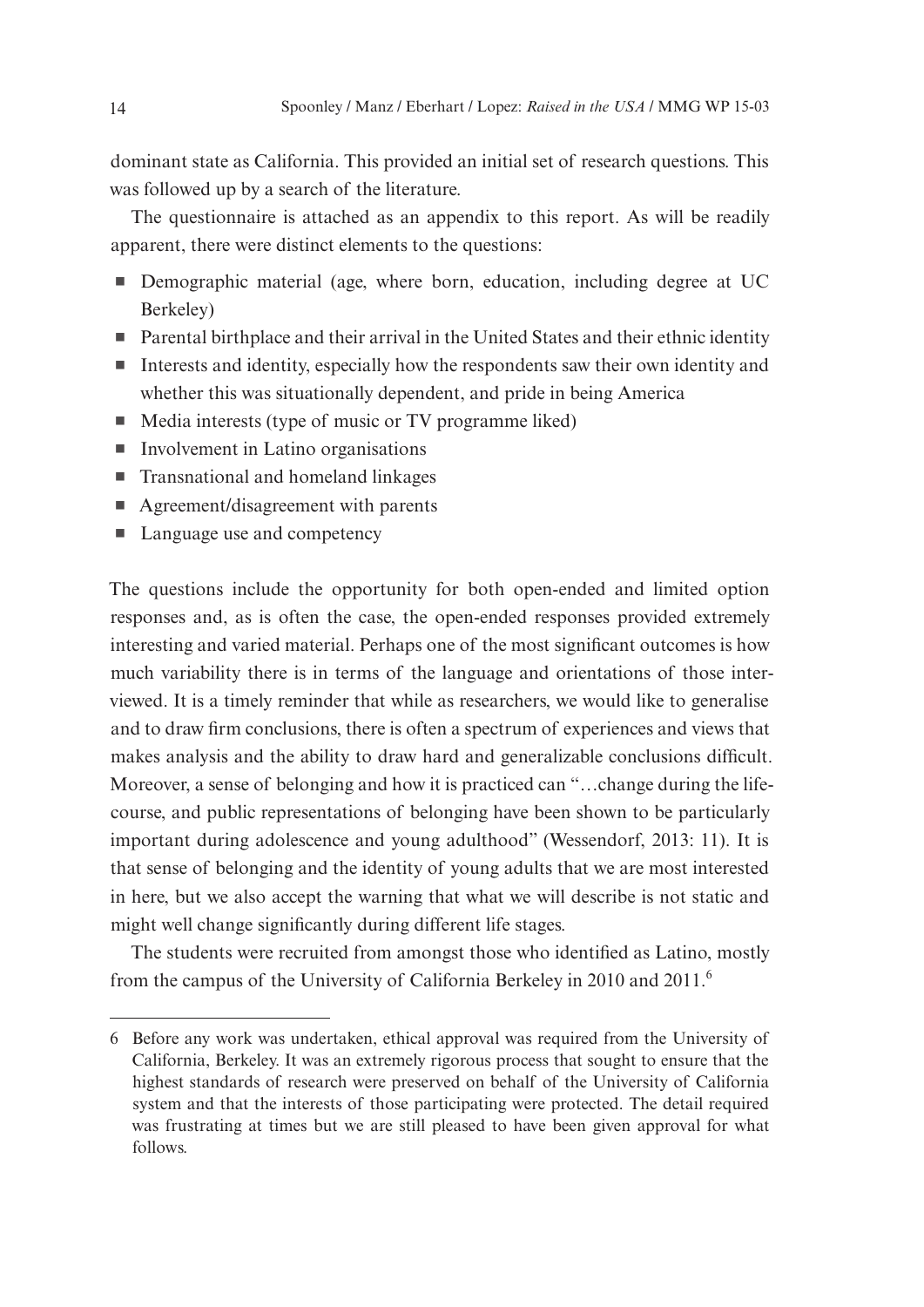dominant state as California. This provided an initial set of research questions. This was followed up by a search of the literature.

The questionnaire is attached as an appendix to this report. As will be readily apparent, there were distinct elements to the questions:

- Demographic material (age, where born, education, including degree at UC Berkeley)
- Parental birthplace and their arrival in the United States and their ethnic identity
- Interests and identity, especially how the respondents saw their own identity and whether this was situationally dependent, and pride in being America
- Media interests (type of music or TV programme liked)
- Involvement in Latino organisations
- Transnational and homeland linkages
- Agreement/disagreement with parents
- Language use and competency

The questions include the opportunity for both open-ended and limited option responses and, as is often the case, the open-ended responses provided extremely interesting and varied material. Perhaps one of the most significant outcomes is how much variability there is in terms of the language and orientations of those interviewed. It is a timely reminder that while as researchers, we would like to generalise and to draw firm conclusions, there is often a spectrum of experiences and views that makes analysis and the ability to draw hard and generalizable conclusions difficult. Moreover, a sense of belonging and how it is practiced can "…change during the life-course, and public representations of belonging have been shown to be particularly important during adolescence and young adulthood" (Wessendorf, 2013: 11). It is that sense of belonging and the identity of young adults that we are most interested in here, but we also accept the warning that what we will describe is not static and might well change significantly during different life stages.

The students were recruited from amongst those who identified as Latino, mostly from the campus of the University of California Berkeley in 2010 and 2011.[6]

---

6 Before any work was undertaken, ethical approval was required from the University of California, Berkeley. It was an extremely rigorous process that sought to ensure that the highest standards of research were preserved on behalf of the University of California system and that the interests of those participating were protected. The detail required was frustrating at times but we are still pleased to have been given approval for what follows.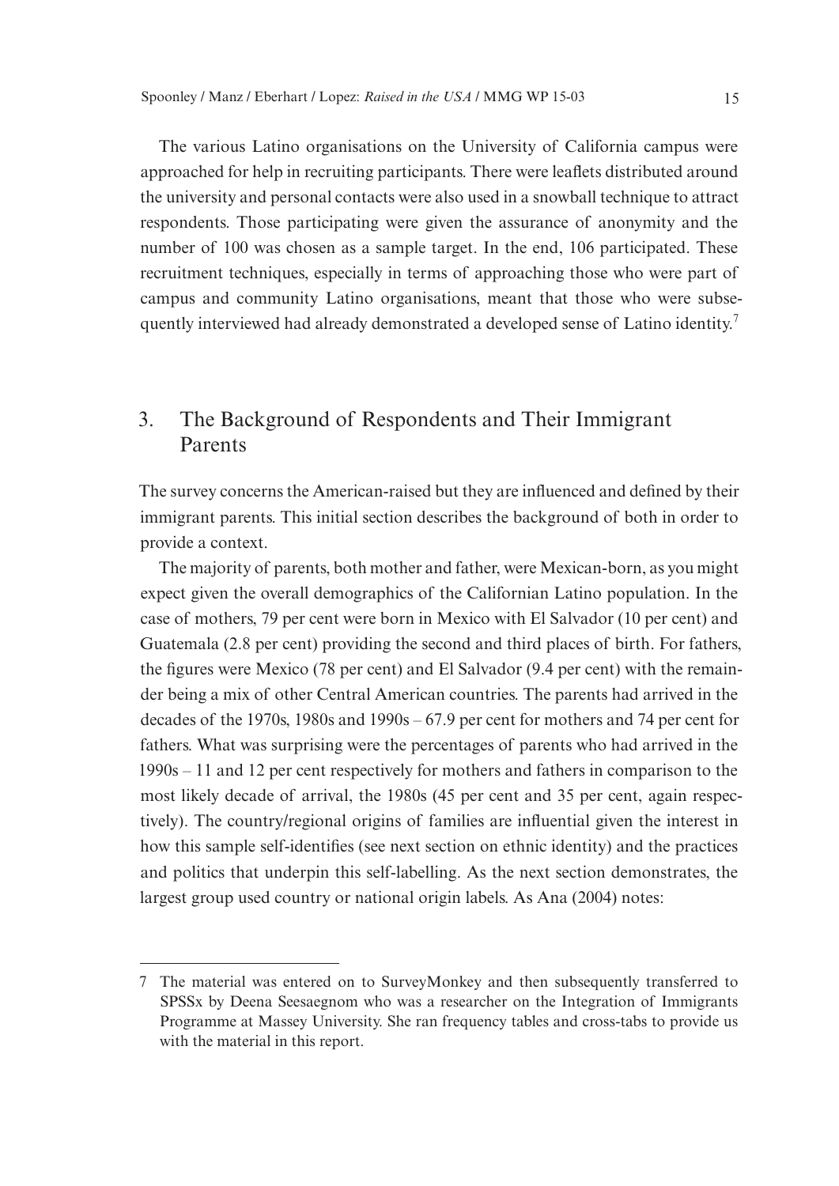The various Latino organisations on the University of California campus were approached for help in recruiting participants. There were leaflets distributed around the university and personal contacts were also used in a snowball technique to attract respondents. Those participating were given the assurance of anonymity and the number of 100 was chosen as a sample target. In the end, 106 participated. These recruitment techniques, especially in terms of approaching those who were part of campus and community Latino organisations, meant that those who were subsequently interviewed had already demonstrated a developed sense of Latino identity.[7]

## 3. The Background of Respondents and Their Immigrant Parents

The survey concerns the American-raised but they are influenced and defined by their immigrant parents. This initial section describes the background of both in order to provide a context.

The majority of parents, both mother and father, were Mexican-born, as you might expect given the overall demographics of the Californian Latino population. In the case of mothers, 79 per cent were born in Mexico with El Salvador (10 per cent) and Guatemala (2.8 per cent) providing the second and third places of birth. For fathers, the figures were Mexico (78 per cent) and El Salvador (9.4 per cent) with the remainder being a mix of other Central American countries. The parents had arrived in the decades of the 1970s, 1980s and 1990s – 67.9 per cent for mothers and 74 per cent for fathers. What was surprising were the percentages of parents who had arrived in the 1990s – 11 and 12 per cent respectively for mothers and fathers in comparison to the most likely decade of arrival, the 1980s (45 per cent and 35 per cent, again respectively). The country/regional origins of families are influential given the interest in how this sample self-identifies (see next section on ethnic identity) and the practices and politics that underpin this self-labelling. As the next section demonstrates, the largest group used country or national origin labels. As Ana (2004) notes:

---

7 The material was entered on to SurveyMonkey and then subsequently transferred to SPSSx by Deena Seesaegnom who was a researcher on the Integration of Immigrants Programme at Massey University. She ran frequency tables and cross-tabs to provide us with the material in this report.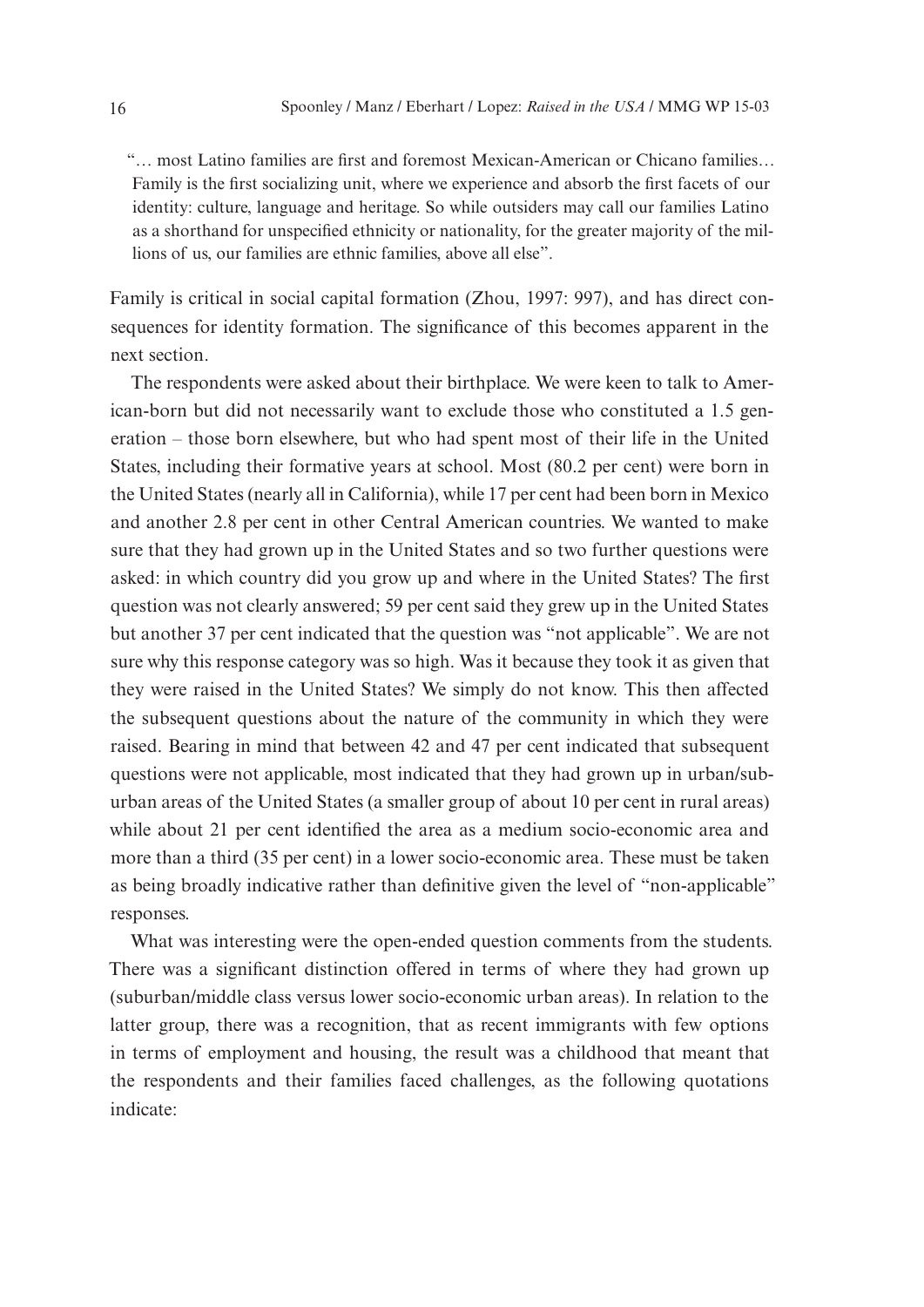> "… most Latino families are first and foremost Mexican-American or Chicano families… Family is the first socializing unit, where we experience and absorb the first facets of our identity: culture, language and heritage. So while outsiders may call our families Latino as a shorthand for unspecified ethnicity or nationality, for the greater majority of the millions of us, our families are ethnic families, above all else".

Family is critical in social capital formation (Zhou, 1997: 997), and has direct consequences for identity formation. The significance of this becomes apparent in the next section.

The respondents were asked about their birthplace. We were keen to talk to American-born but did not necessarily want to exclude those who constituted a 1.5 generation – those born elsewhere, but who had spent most of their life in the United States, including their formative years at school. Most (80.2 per cent) were born in the United States (nearly all in California), while 17 per cent had been born in Mexico and another 2.8 per cent in other Central American countries. We wanted to make sure that they had grown up in the United States and so two further questions were asked: in which country did you grow up and where in the United States? The first question was not clearly answered; 59 per cent said they grew up in the United States but another 37 per cent indicated that the question was "not applicable". We are not sure why this response category was so high. Was it because they took it as given that they were raised in the United States? We simply do not know. This then affected the subsequent questions about the nature of the community in which they were raised. Bearing in mind that between 42 and 47 per cent indicated that subsequent questions were not applicable, most indicated that they had grown up in urban/suburban areas of the United States (a smaller group of about 10 per cent in rural areas) while about 21 per cent identified the area as a medium socio-economic area and more than a third (35 per cent) in a lower socio-economic area. These must be taken as being broadly indicative rather than definitive given the level of "non-applicable" responses.

What was interesting were the open-ended question comments from the students. There was a significant distinction offered in terms of where they had grown up (suburban/middle class versus lower socio-economic urban areas). In relation to the latter group, there was a recognition, that as recent immigrants with few options in terms of employment and housing, the result was a childhood that meant that the respondents and their families faced challenges, as the following quotations indicate: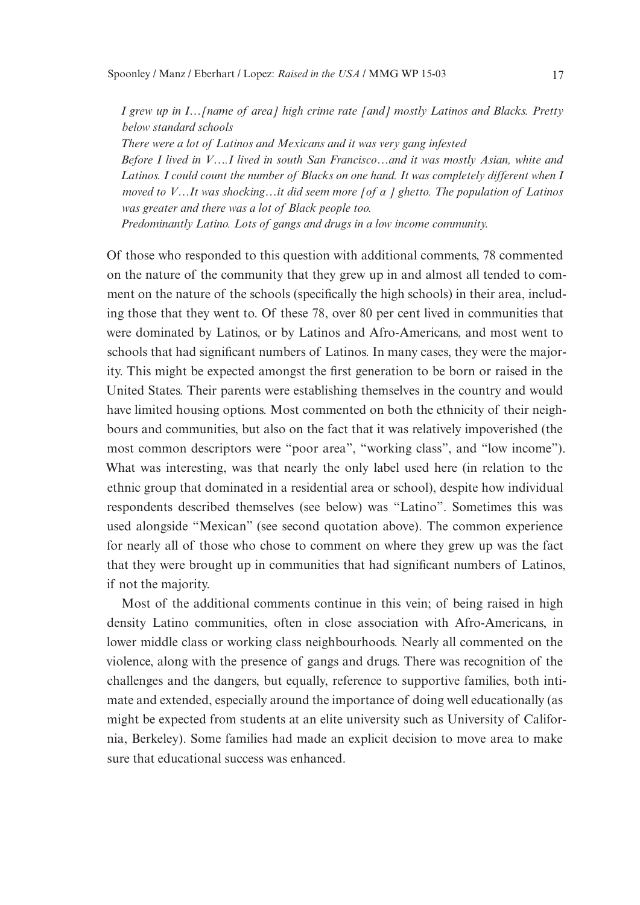*I grew up in I…[name of area] high crime rate [and] mostly Latinos and Blacks. Pretty below standard schools*

*There were a lot of Latinos and Mexicans and it was very gang infested*

*Before I lived in V….I lived in south San Francisco…and it was mostly Asian, white and Latinos. I could count the number of Blacks on one hand. It was completely different when I moved to V…It was shocking…it did seem more [of a ] ghetto. The population of Latinos was greater and there was a lot of Black people too.*

*Predominantly Latino. Lots of gangs and drugs in a low income community.*

Of those who responded to this question with additional comments, 78 commented on the nature of the community that they grew up in and almost all tended to comment on the nature of the schools (specifically the high schools) in their area, including those that they went to. Of these 78, over 80 per cent lived in communities that were dominated by Latinos, or by Latinos and Afro-Americans, and most went to schools that had significant numbers of Latinos. In many cases, they were the majority. This might be expected amongst the first generation to be born or raised in the United States. Their parents were establishing themselves in the country and would have limited housing options. Most commented on both the ethnicity of their neighbours and communities, but also on the fact that it was relatively impoverished (the most common descriptors were "poor area", "working class", and "low income"). What was interesting, was that nearly the only label used here (in relation to the ethnic group that dominated in a residential area or school), despite how individual respondents described themselves (see below) was "Latino". Sometimes this was used alongside "Mexican" (see second quotation above). The common experience for nearly all of those who chose to comment on where they grew up was the fact that they were brought up in communities that had significant numbers of Latinos, if not the majority.

Most of the additional comments continue in this vein; of being raised in high density Latino communities, often in close association with Afro-Americans, in lower middle class or working class neighbourhoods. Nearly all commented on the violence, along with the presence of gangs and drugs. There was recognition of the challenges and the dangers, but equally, reference to supportive families, both intimate and extended, especially around the importance of doing well educationally (as might be expected from students at an elite university such as University of California, Berkeley). Some families had made an explicit decision to move area to make sure that educational success was enhanced.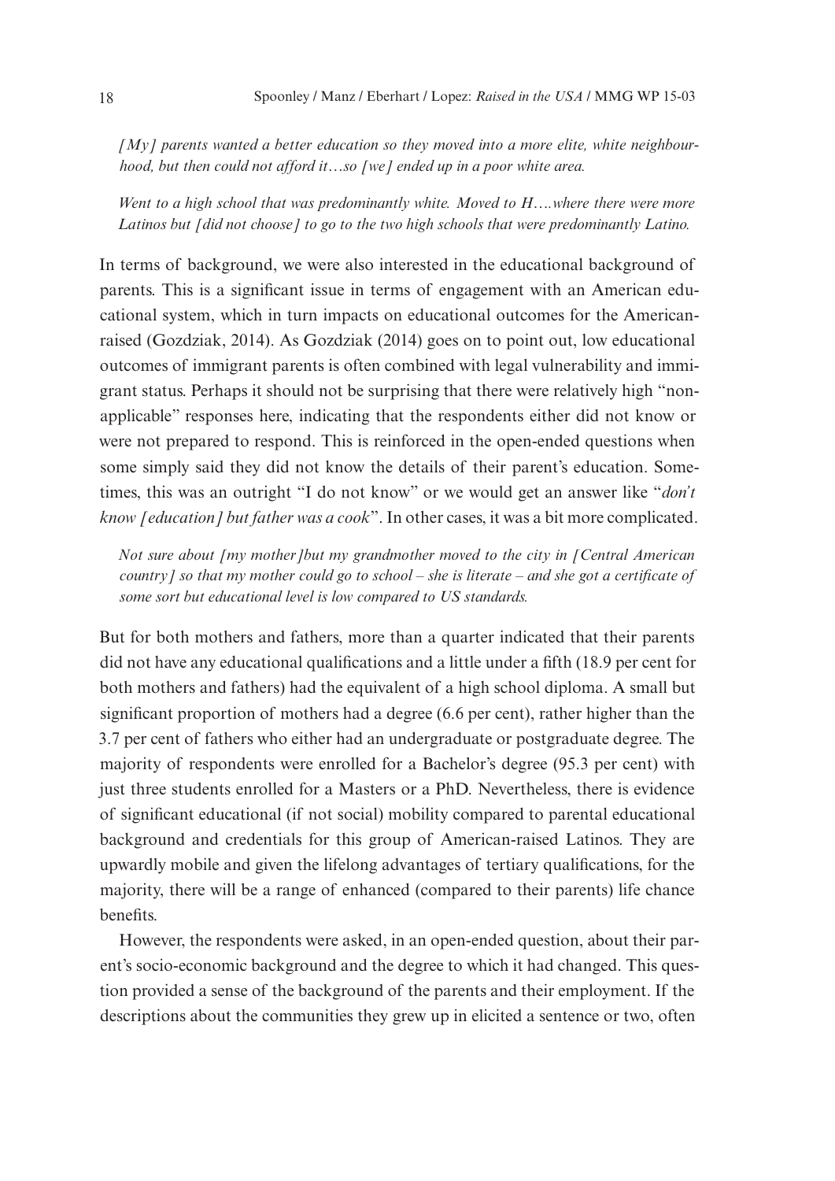*[My] parents wanted a better education so they moved into a more elite, white neighbourhood, but then could not afford it…so [we] ended up in a poor white area.*

*Went to a high school that was predominantly white. Moved to H….where there were more Latinos but [did not choose] to go to the two high schools that were predominantly Latino.*

In terms of background, we were also interested in the educational background of parents. This is a significant issue in terms of engagement with an American educational system, which in turn impacts on educational outcomes for the American-raised (Gozdziak, 2014). As Gozdziak (2014) goes on to point out, low educational outcomes of immigrant parents is often combined with legal vulnerability and immigrant status. Perhaps it should not be surprising that there were relatively high "non-applicable" responses here, indicating that the respondents either did not know or were not prepared to respond. This is reinforced in the open-ended questions when some simply said they did not know the details of their parent's education. Sometimes, this was an outright "I do not know" or we would get an answer like "*don't know [education] but father was a cook*". In other cases, it was a bit more complicated.

*Not sure about [my mother]but my grandmother moved to the city in [Central American country] so that my mother could go to school – she is literate – and she got a certificate of some sort but educational level is low compared to US standards.*

But for both mothers and fathers, more than a quarter indicated that their parents did not have any educational qualifications and a little under a fifth (18.9 per cent for both mothers and fathers) had the equivalent of a high school diploma. A small but significant proportion of mothers had a degree (6.6 per cent), rather higher than the 3.7 per cent of fathers who either had an undergraduate or postgraduate degree. The majority of respondents were enrolled for a Bachelor's degree (95.3 per cent) with just three students enrolled for a Masters or a PhD. Nevertheless, there is evidence of significant educational (if not social) mobility compared to parental educational background and credentials for this group of American-raised Latinos. They are upwardly mobile and given the lifelong advantages of tertiary qualifications, for the majority, there will be a range of enhanced (compared to their parents) life chance benefits.

However, the respondents were asked, in an open-ended question, about their parent's socio-economic background and the degree to which it had changed. This question provided a sense of the background of the parents and their employment. If the descriptions about the communities they grew up in elicited a sentence or two, often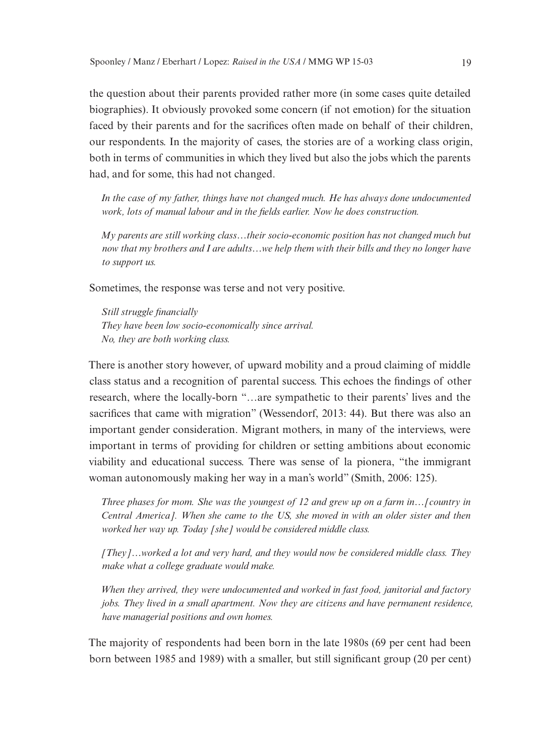the question about their parents provided rather more (in some cases quite detailed biographies). It obviously provoked some concern (if not emotion) for the situation faced by their parents and for the sacrifices often made on behalf of their children, our respondents. In the majority of cases, the stories are of a working class origin, both in terms of communities in which they lived but also the jobs which the parents had, and for some, this had not changed.

> *In the case of my father, things have not changed much. He has always done undocumented work, lots of manual labour and in the fields earlier. Now he does construction.*

> *My parents are still working class…their socio-economic position has not changed much but now that my brothers and I are adults…we help them with their bills and they no longer have to support us.*

Sometimes, the response was terse and not very positive.

> *Still struggle financially*
> *They have been low socio-economically since arrival.*
> *No, they are both working class.*

There is another story however, of upward mobility and a proud claiming of middle class status and a recognition of parental success. This echoes the findings of other research, where the locally-born "…are sympathetic to their parents' lives and the sacrifices that came with migration" (Wessendorf, 2013: 44). But there was also an important gender consideration. Migrant mothers, in many of the interviews, were important in terms of providing for children or setting ambitions about economic viability and educational success. There was sense of la pionera, "the immigrant woman autonomously making her way in a man's world" (Smith, 2006: 125).

> *Three phases for mom. She was the youngest of 12 and grew up on a farm in…[country in Central America]. When she came to the US, she moved in with an older sister and then worked her way up. Today [she] would be considered middle class.*

> *[They]…worked a lot and very hard, and they would now be considered middle class. They make what a college graduate would make.*

> *When they arrived, they were undocumented and worked in fast food, janitorial and factory jobs. They lived in a small apartment. Now they are citizens and have permanent residence, have managerial positions and own homes.*

The majority of respondents had been born in the late 1980s (69 per cent had been born between 1985 and 1989) with a smaller, but still significant group (20 per cent)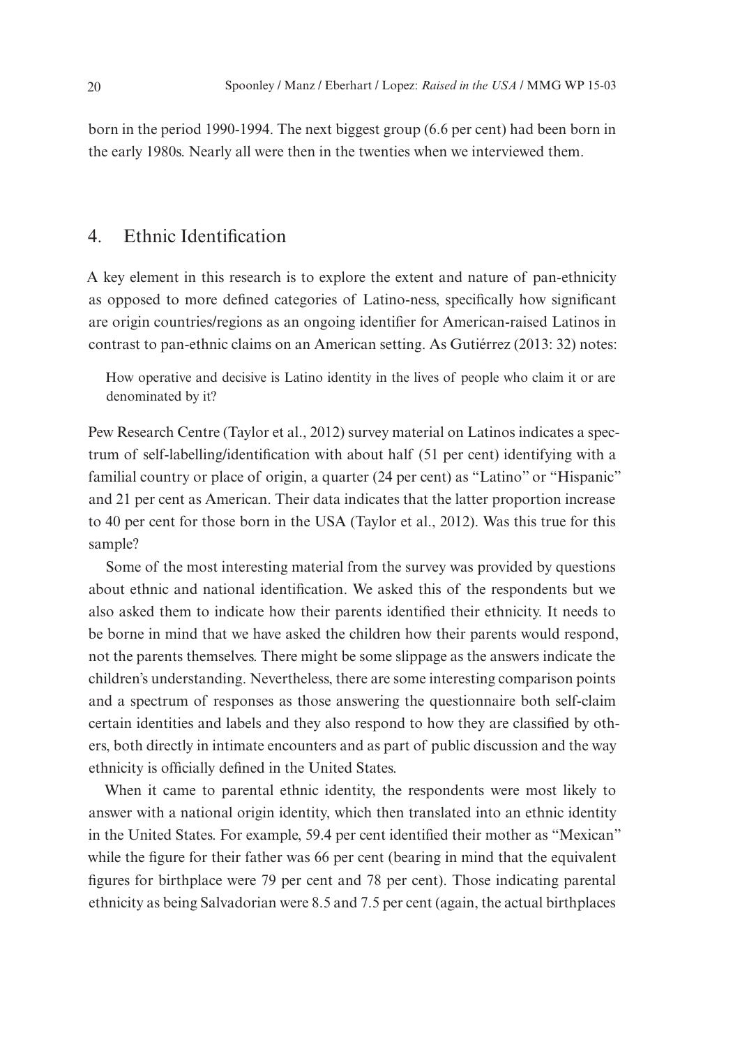born in the period 1990-1994. The next biggest group (6.6 per cent) had been born in the early 1980s. Nearly all were then in the twenties when we interviewed them.

## 4. Ethnic Identification

A key element in this research is to explore the extent and nature of pan-ethnicity as opposed to more defined categories of Latino-ness, specifically how significant are origin countries/regions as an ongoing identifier for American-raised Latinos in contrast to pan-ethnic claims on an American setting. As Gutiérrez (2013: 32) notes:

> How operative and decisive is Latino identity in the lives of people who claim it or are denominated by it?

Pew Research Centre (Taylor et al., 2012) survey material on Latinos indicates a spectrum of self-labelling/identification with about half (51 per cent) identifying with a familial country or place of origin, a quarter (24 per cent) as "Latino" or "Hispanic" and 21 per cent as American. Their data indicates that the latter proportion increase to 40 per cent for those born in the USA (Taylor et al., 2012). Was this true for this sample?

Some of the most interesting material from the survey was provided by questions about ethnic and national identification. We asked this of the respondents but we also asked them to indicate how their parents identified their ethnicity. It needs to be borne in mind that we have asked the children how their parents would respond, not the parents themselves. There might be some slippage as the answers indicate the children's understanding. Nevertheless, there are some interesting comparison points and a spectrum of responses as those answering the questionnaire both self-claim certain identities and labels and they also respond to how they are classified by others, both directly in intimate encounters and as part of public discussion and the way ethnicity is officially defined in the United States.

When it came to parental ethnic identity, the respondents were most likely to answer with a national origin identity, which then translated into an ethnic identity in the United States. For example, 59.4 per cent identified their mother as "Mexican" while the figure for their father was 66 per cent (bearing in mind that the equivalent figures for birthplace were 79 per cent and 78 per cent). Those indicating parental ethnicity as being Salvadorian were 8.5 and 7.5 per cent (again, the actual birthplaces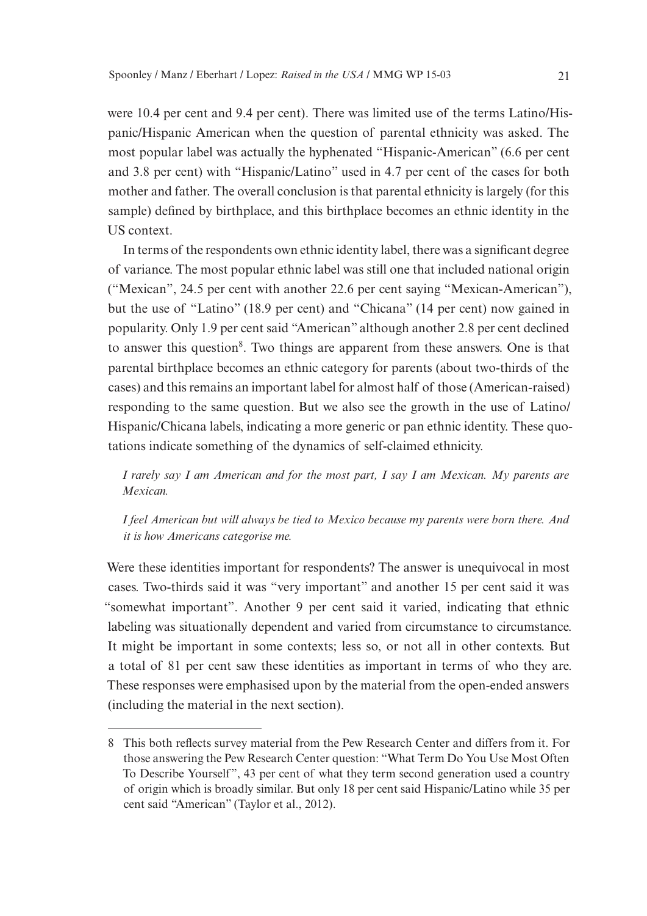were 10.4 per cent and 9.4 per cent). There was limited use of the terms Latino/Hispanic/Hispanic American when the question of parental ethnicity was asked. The most popular label was actually the hyphenated "Hispanic-American" (6.6 per cent and 3.8 per cent) with "Hispanic/Latino" used in 4.7 per cent of the cases for both mother and father. The overall conclusion is that parental ethnicity is largely (for this sample) defined by birthplace, and this birthplace becomes an ethnic identity in the US context.

In terms of the respondents own ethnic identity label, there was a significant degree of variance. The most popular ethnic label was still one that included national origin ("Mexican", 24.5 per cent with another 22.6 per cent saying "Mexican-American"), but the use of "Latino" (18.9 per cent) and "Chicana" (14 per cent) now gained in popularity. Only 1.9 per cent said "American" although another 2.8 per cent declined to answer this question[8]. Two things are apparent from these answers. One is that parental birthplace becomes an ethnic category for parents (about two-thirds of the cases) and this remains an important label for almost half of those (American-raised) responding to the same question. But we also see the growth in the use of Latino/Hispanic/Chicana labels, indicating a more generic or pan ethnic identity. These quotations indicate something of the dynamics of self-claimed ethnicity.

> *I rarely say I am American and for the most part, I say I am Mexican. My parents are Mexican.*

> *I feel American but will always be tied to Mexico because my parents were born there. And it is how Americans categorise me.*

Were these identities important for respondents? The answer is unequivocal in most cases. Two-thirds said it was "very important" and another 15 per cent said it was "somewhat important". Another 9 per cent said it varied, indicating that ethnic labeling was situationally dependent and varied from circumstance to circumstance. It might be important in some contexts; less so, or not all in other contexts. But a total of 81 per cent saw these identities as important in terms of who they are. These responses were emphasised upon by the material from the open-ended answers (including the material in the next section).

---

8 This both reflects survey material from the Pew Research Center and differs from it. For those answering the Pew Research Center question: "What Term Do You Use Most Often To Describe Yourself", 43 per cent of what they term second generation used a country of origin which is broadly similar. But only 18 per cent said Hispanic/Latino while 35 per cent said "American" (Taylor et al., 2012).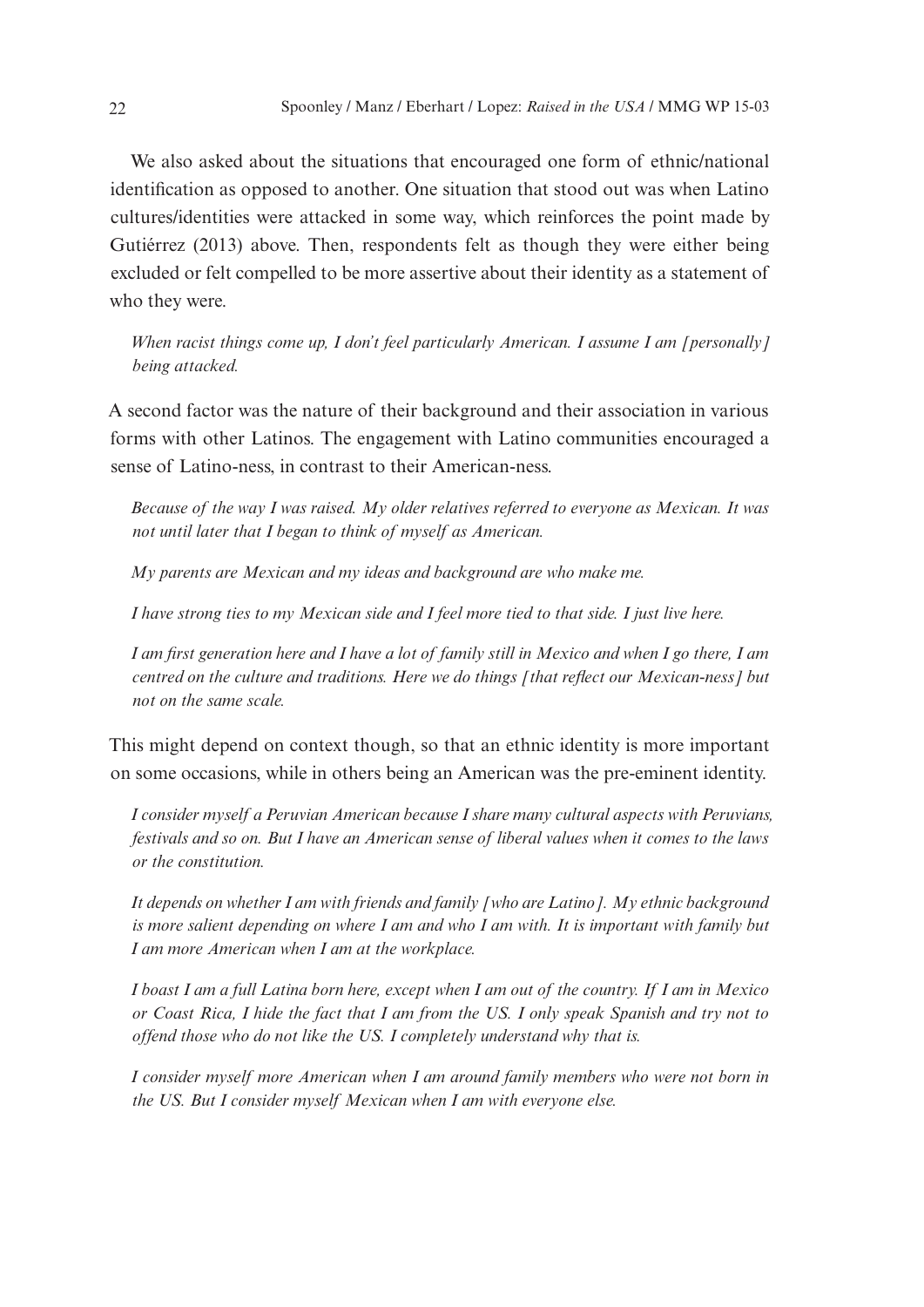We also asked about the situations that encouraged one form of ethnic/national identification as opposed to another. One situation that stood out was when Latino cultures/identities were attacked in some way, which reinforces the point made by Gutiérrez (2013) above. Then, respondents felt as though they were either being excluded or felt compelled to be more assertive about their identity as a statement of who they were.

> *When racist things come up, I don't feel particularly American. I assume I am [personally] being attacked.*

A second factor was the nature of their background and their association in various forms with other Latinos. The engagement with Latino communities encouraged a sense of Latino-ness, in contrast to their American-ness.

> *Because of the way I was raised. My older relatives referred to everyone as Mexican. It was not until later that I began to think of myself as American.*
>
> *My parents are Mexican and my ideas and background are who make me.*
>
> *I have strong ties to my Mexican side and I feel more tied to that side. I just live here.*
>
> *I am first generation here and I have a lot of family still in Mexico and when I go there, I am centred on the culture and traditions. Here we do things [that reflect our Mexican-ness] but not on the same scale.*

This might depend on context though, so that an ethnic identity is more important on some occasions, while in others being an American was the pre-eminent identity.

> *I consider myself a Peruvian American because I share many cultural aspects with Peruvians, festivals and so on. But I have an American sense of liberal values when it comes to the laws or the constitution.*
>
> *It depends on whether I am with friends and family [who are Latino]. My ethnic background is more salient depending on where I am and who I am with. It is important with family but I am more American when I am at the workplace.*
>
> *I boast I am a full Latina born here, except when I am out of the country. If I am in Mexico or Coast Rica, I hide the fact that I am from the US. I only speak Spanish and try not to offend those who do not like the US. I completely understand why that is.*
>
> *I consider myself more American when I am around family members who were not born in the US. But I consider myself Mexican when I am with everyone else.*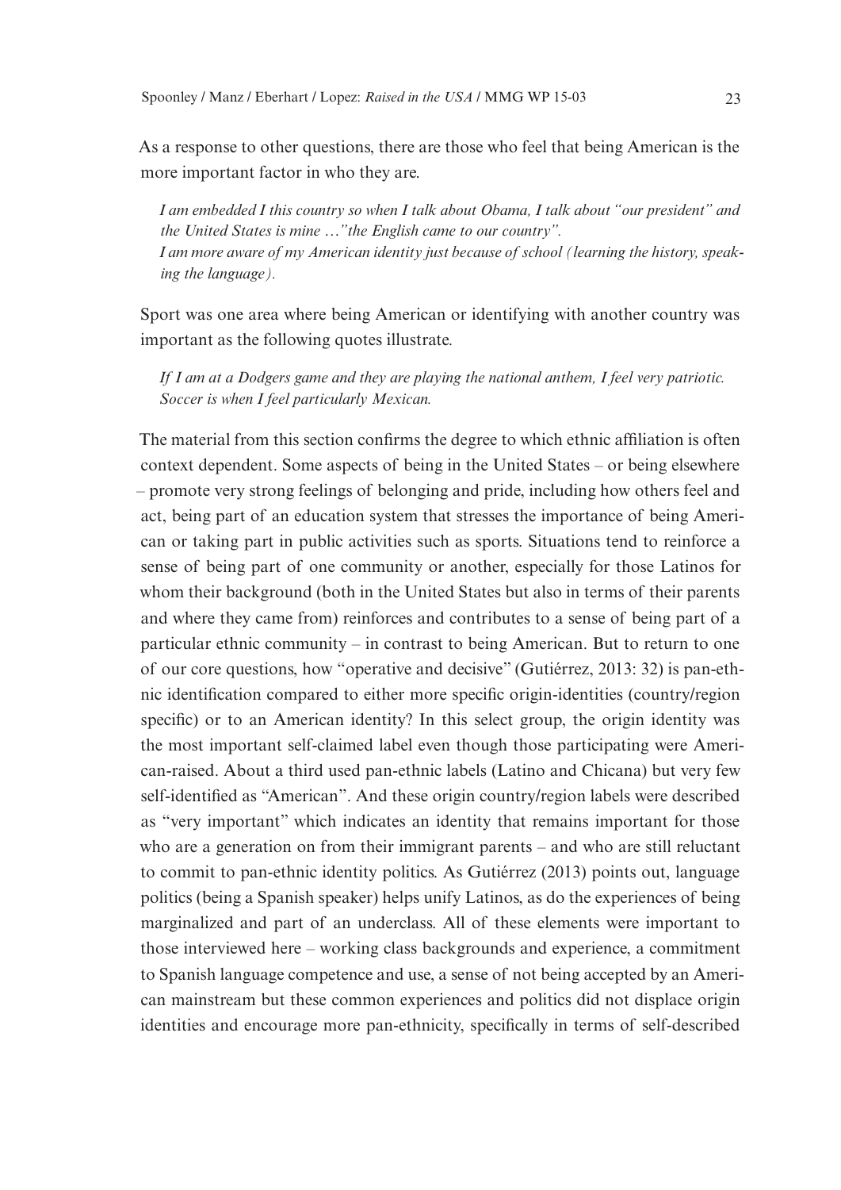As a response to other questions, there are those who feel that being American is the more important factor in who they are.

> *I am embedded I this country so when I talk about Obama, I talk about "our president" and the United States is mine …"the English came to our country".*
> *I am more aware of my American identity just because of school (learning the history, speaking the language).*

Sport was one area where being American or identifying with another country was important as the following quotes illustrate.

> *If I am at a Dodgers game and they are playing the national anthem, I feel very patriotic. Soccer is when I feel particularly Mexican.*

The material from this section confirms the degree to which ethnic affiliation is often context dependent. Some aspects of being in the United States – or being elsewhere – promote very strong feelings of belonging and pride, including how others feel and act, being part of an education system that stresses the importance of being American or taking part in public activities such as sports. Situations tend to reinforce a sense of being part of one community or another, especially for those Latinos for whom their background (both in the United States but also in terms of their parents and where they came from) reinforces and contributes to a sense of being part of a particular ethnic community – in contrast to being American. But to return to one of our core questions, how "operative and decisive" (Gutiérrez, 2013: 32) is pan-ethnic identification compared to either more specific origin-identities (country/region specific) or to an American identity? In this select group, the origin identity was the most important self-claimed label even though those participating were American-raised. About a third used pan-ethnic labels (Latino and Chicana) but very few self-identified as "American". And these origin country/region labels were described as "very important" which indicates an identity that remains important for those who are a generation on from their immigrant parents – and who are still reluctant to commit to pan-ethnic identity politics. As Gutiérrez (2013) points out, language politics (being a Spanish speaker) helps unify Latinos, as do the experiences of being marginalized and part of an underclass. All of these elements were important to those interviewed here – working class backgrounds and experience, a commitment to Spanish language competence and use, a sense of not being accepted by an American mainstream but these common experiences and politics did not displace origin identities and encourage more pan-ethnicity, specifically in terms of self-described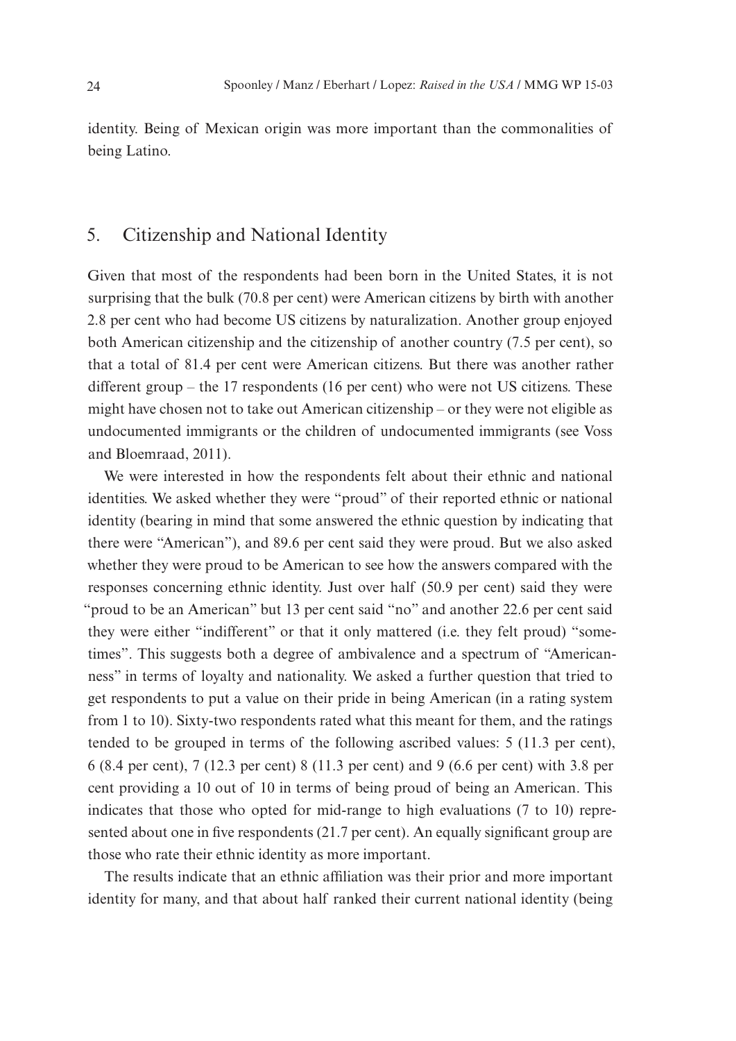identity. Being of Mexican origin was more important than the commonalities of being Latino.

## 5. Citizenship and National Identity

Given that most of the respondents had been born in the United States, it is not surprising that the bulk (70.8 per cent) were American citizens by birth with another 2.8 per cent who had become US citizens by naturalization. Another group enjoyed both American citizenship and the citizenship of another country (7.5 per cent), so that a total of 81.4 per cent were American citizens. But there was another rather different group – the 17 respondents (16 per cent) who were not US citizens. These might have chosen not to take out American citizenship – or they were not eligible as undocumented immigrants or the children of undocumented immigrants (see Voss and Bloemraad, 2011).

We were interested in how the respondents felt about their ethnic and national identities. We asked whether they were "proud" of their reported ethnic or national identity (bearing in mind that some answered the ethnic question by indicating that there were "American"), and 89.6 per cent said they were proud. But we also asked whether they were proud to be American to see how the answers compared with the responses concerning ethnic identity. Just over half (50.9 per cent) said they were "proud to be an American" but 13 per cent said "no" and another 22.6 per cent said they were either "indifferent" or that it only mattered (i.e. they felt proud) "sometimes". This suggests both a degree of ambivalence and a spectrum of "Americanness" in terms of loyalty and nationality. We asked a further question that tried to get respondents to put a value on their pride in being American (in a rating system from 1 to 10). Sixty-two respondents rated what this meant for them, and the ratings tended to be grouped in terms of the following ascribed values: 5 (11.3 per cent), 6 (8.4 per cent), 7 (12.3 per cent) 8 (11.3 per cent) and 9 (6.6 per cent) with 3.8 per cent providing a 10 out of 10 in terms of being proud of being an American. This indicates that those who opted for mid-range to high evaluations (7 to 10) represented about one in five respondents (21.7 per cent). An equally significant group are those who rate their ethnic identity as more important.

The results indicate that an ethnic affiliation was their prior and more important identity for many, and that about half ranked their current national identity (being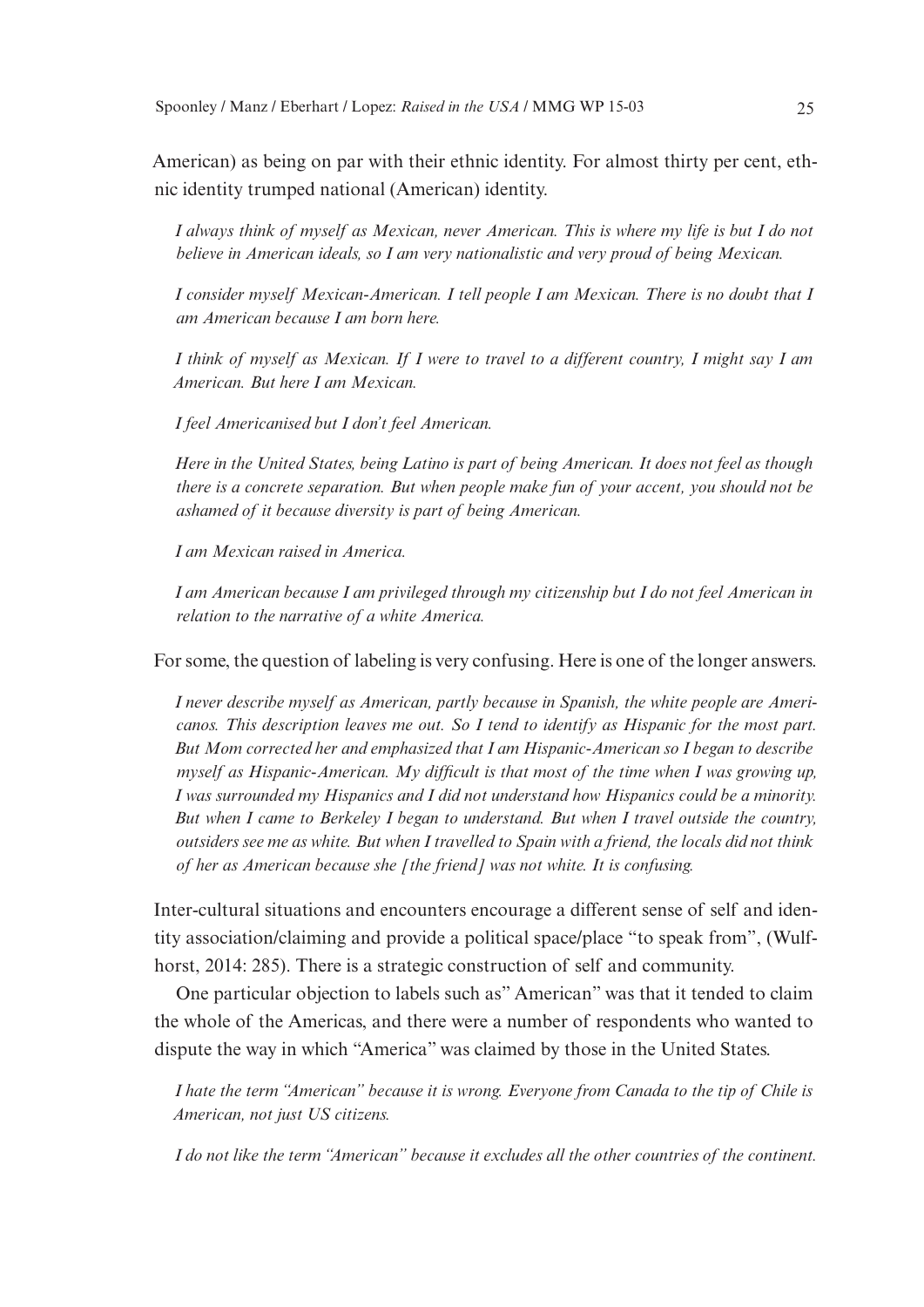American) as being on par with their ethnic identity. For almost thirty per cent, ethnic identity trumped national (American) identity.

> *I always think of myself as Mexican, never American. This is where my life is but I do not believe in American ideals, so I am very nationalistic and very proud of being Mexican.*
>
> *I consider myself Mexican-American. I tell people I am Mexican. There is no doubt that I am American because I am born here.*
>
> *I think of myself as Mexican. If I were to travel to a different country, I might say I am American. But here I am Mexican.*
>
> *I feel Americanised but I don't feel American.*
>
> *Here in the United States, being Latino is part of being American. It does not feel as though there is a concrete separation. But when people make fun of your accent, you should not be ashamed of it because diversity is part of being American.*
>
> *I am Mexican raised in America.*
>
> *I am American because I am privileged through my citizenship but I do not feel American in relation to the narrative of a white America.*

For some, the question of labeling is very confusing. Here is one of the longer answers.

> *I never describe myself as American, partly because in Spanish, the white people are Americanos. This description leaves me out. So I tend to identify as Hispanic for the most part. But Mom corrected her and emphasized that I am Hispanic-American so I began to describe myself as Hispanic-American. My difficult is that most of the time when I was growing up, I was surrounded my Hispanics and I did not understand how Hispanics could be a minority. But when I came to Berkeley I began to understand. But when I travel outside the country, outsiders see me as white. But when I travelled to Spain with a friend, the locals did not think of her as American because she [the friend] was not white. It is confusing.*

Inter-cultural situations and encounters encourage a different sense of self and identity association/claiming and provide a political space/place "to speak from", (Wulfhorst, 2014: 285). There is a strategic construction of self and community.

One particular objection to labels such as" American" was that it tended to claim the whole of the Americas, and there were a number of respondents who wanted to dispute the way in which "America" was claimed by those in the United States.

> *I hate the term "American" because it is wrong. Everyone from Canada to the tip of Chile is American, not just US citizens.*
>
> *I do not like the term "American" because it excludes all the other countries of the continent.*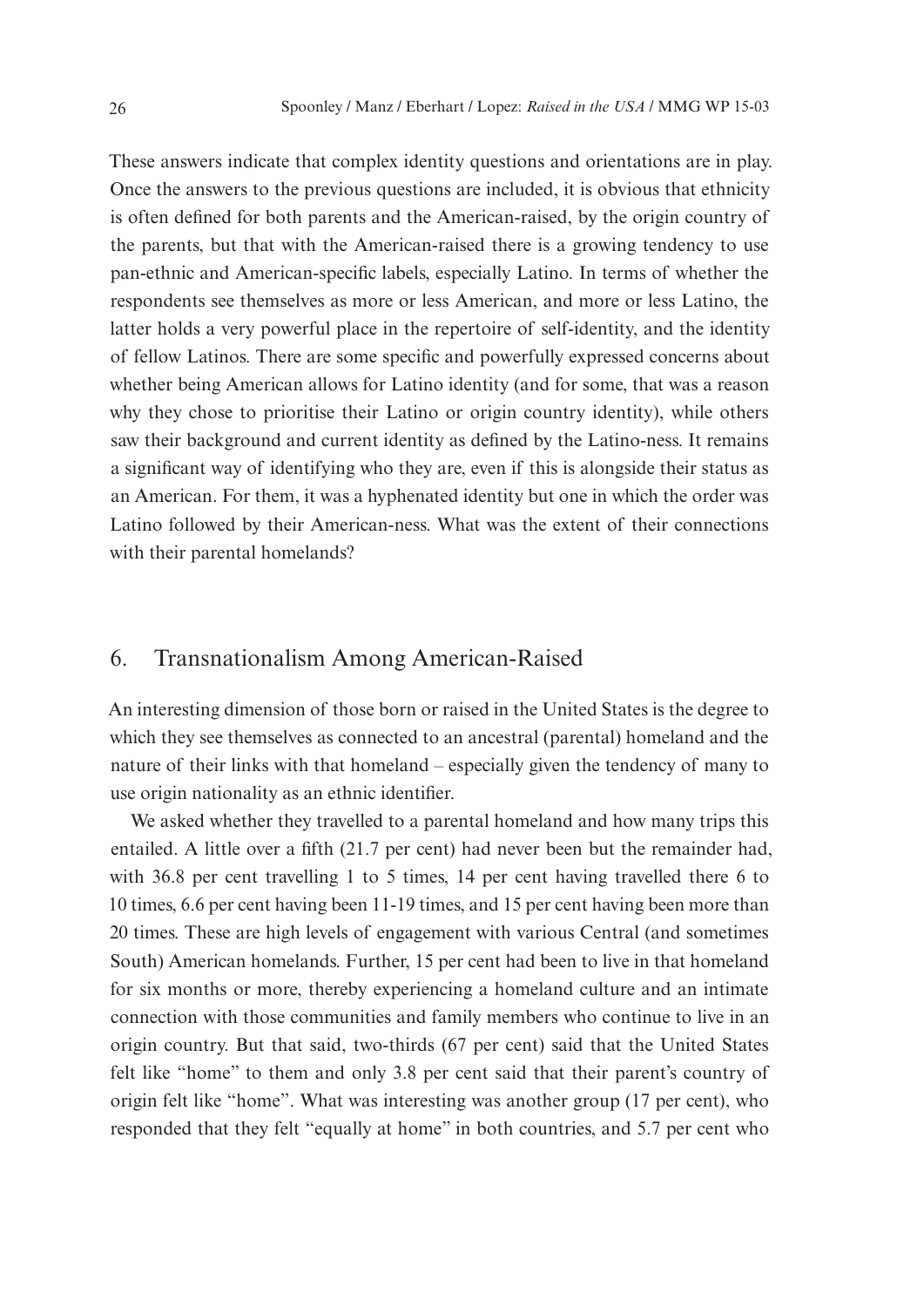These answers indicate that complex identity questions and orientations are in play. Once the answers to the previous questions are included, it is obvious that ethnicity is often defined for both parents and the American-raised, by the origin country of the parents, but that with the American-raised there is a growing tendency to use pan-ethnic and American-specific labels, especially Latino. In terms of whether the respondents see themselves as more or less American, and more or less Latino, the latter holds a very powerful place in the repertoire of self-identity, and the identity of fellow Latinos. There are some specific and powerfully expressed concerns about whether being American allows for Latino identity (and for some, that was a reason why they chose to prioritise their Latino or origin country identity), while others saw their background and current identity as defined by the Latino-ness. It remains a significant way of identifying who they are, even if this is alongside their status as an American. For them, it was a hyphenated identity but one in which the order was Latino followed by their American-ness. What was the extent of their connections with their parental homelands?

## 6. Transnationalism Among American-Raised

An interesting dimension of those born or raised in the United States is the degree to which they see themselves as connected to an ancestral (parental) homeland and the nature of their links with that homeland – especially given the tendency of many to use origin nationality as an ethnic identifier.

We asked whether they travelled to a parental homeland and how many trips this entailed. A little over a fifth (21.7 per cent) had never been but the remainder had, with 36.8 per cent travelling 1 to 5 times, 14 per cent having travelled there 6 to 10 times, 6.6 per cent having been 11-19 times, and 15 per cent having been more than 20 times. These are high levels of engagement with various Central (and sometimes South) American homelands. Further, 15 per cent had been to live in that homeland for six months or more, thereby experiencing a homeland culture and an intimate connection with those communities and family members who continue to live in an origin country. But that said, two-thirds (67 per cent) said that the United States felt like "home" to them and only 3.8 per cent said that their parent's country of origin felt like "home". What was interesting was another group (17 per cent), who responded that they felt "equally at home" in both countries, and 5.7 per cent who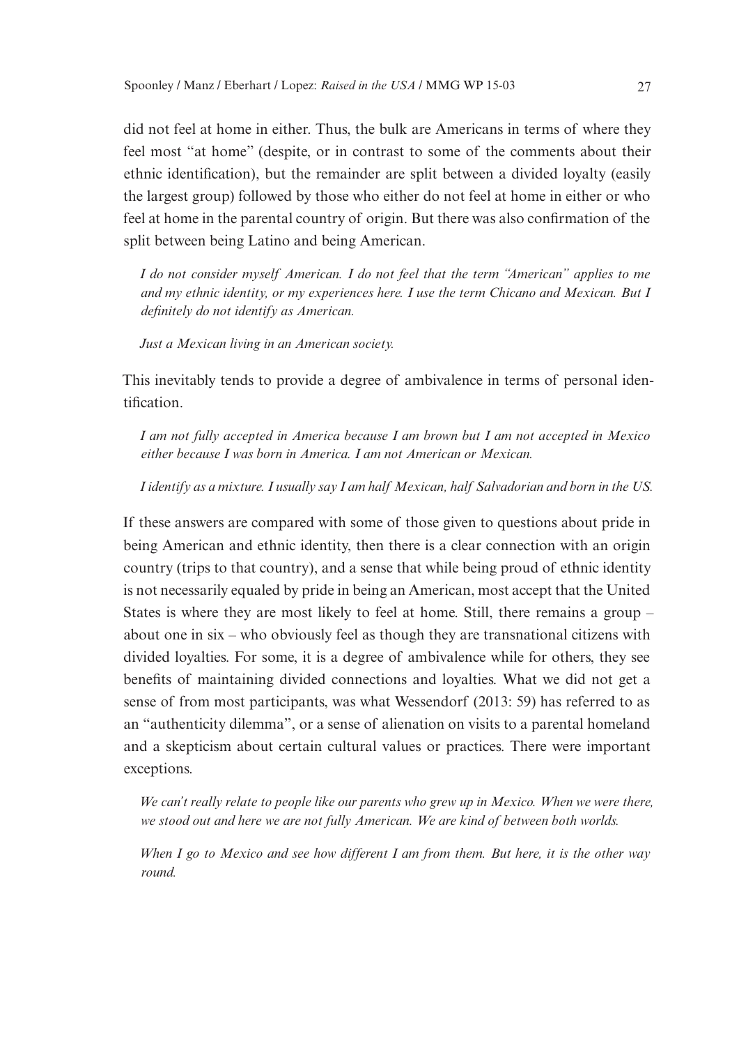did not feel at home in either. Thus, the bulk are Americans in terms of where they feel most "at home" (despite, or in contrast to some of the comments about their ethnic identification), but the remainder are split between a divided loyalty (easily the largest group) followed by those who either do not feel at home in either or who feel at home in the parental country of origin. But there was also confirmation of the split between being Latino and being American.

> *I do not consider myself American. I do not feel that the term "American" applies to me and my ethnic identity, or my experiences here. I use the term Chicano and Mexican. But I definitely do not identify as American.*
>
> *Just a Mexican living in an American society.*

This inevitably tends to provide a degree of ambivalence in terms of personal identification.

> *I am not fully accepted in America because I am brown but I am not accepted in Mexico either because I was born in America. I am not American or Mexican.*
>
> *I identify as a mixture. I usually say I am half Mexican, half Salvadorian and born in the US.*

If these answers are compared with some of those given to questions about pride in being American and ethnic identity, then there is a clear connection with an origin country (trips to that country), and a sense that while being proud of ethnic identity is not necessarily equaled by pride in being an American, most accept that the United States is where they are most likely to feel at home. Still, there remains a group – about one in six – who obviously feel as though they are transnational citizens with divided loyalties. For some, it is a degree of ambivalence while for others, they see benefits of maintaining divided connections and loyalties. What we did not get a sense of from most participants, was what Wessendorf (2013: 59) has referred to as an "authenticity dilemma", or a sense of alienation on visits to a parental homeland and a skepticism about certain cultural values or practices. There were important exceptions.

> *We can't really relate to people like our parents who grew up in Mexico. When we were there, we stood out and here we are not fully American. We are kind of between both worlds.*
>
> *When I go to Mexico and see how different I am from them. But here, it is the other way round.*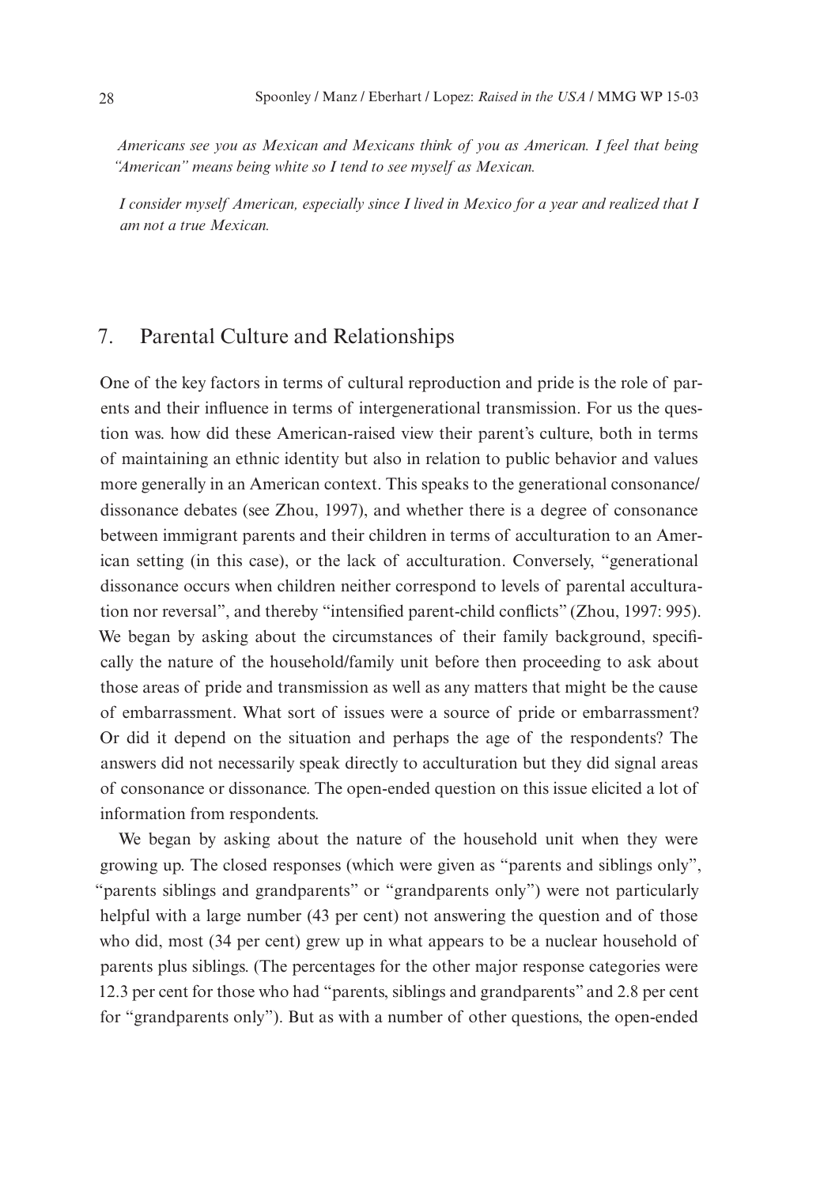*Americans see you as Mexican and Mexicans think of you as American. I feel that being "American" means being white so I tend to see myself as Mexican.*

*I consider myself American, especially since I lived in Mexico for a year and realized that I am not a true Mexican.*

## 7. Parental Culture and Relationships

One of the key factors in terms of cultural reproduction and pride is the role of parents and their influence in terms of intergenerational transmission. For us the question was. how did these American-raised view their parent's culture, both in terms of maintaining an ethnic identity but also in relation to public behavior and values more generally in an American context. This speaks to the generational consonance/dissonance debates (see Zhou, 1997), and whether there is a degree of consonance between immigrant parents and their children in terms of acculturation to an American setting (in this case), or the lack of acculturation. Conversely, "generational dissonance occurs when children neither correspond to levels of parental acculturation nor reversal", and thereby "intensified parent-child conflicts" (Zhou, 1997: 995). We began by asking about the circumstances of their family background, specifically the nature of the household/family unit before then proceeding to ask about those areas of pride and transmission as well as any matters that might be the cause of embarrassment. What sort of issues were a source of pride or embarrassment? Or did it depend on the situation and perhaps the age of the respondents? The answers did not necessarily speak directly to acculturation but they did signal areas of consonance or dissonance. The open-ended question on this issue elicited a lot of information from respondents.

We began by asking about the nature of the household unit when they were growing up. The closed responses (which were given as "parents and siblings only", "parents siblings and grandparents" or "grandparents only") were not particularly helpful with a large number (43 per cent) not answering the question and of those who did, most (34 per cent) grew up in what appears to be a nuclear household of parents plus siblings. (The percentages for the other major response categories were 12.3 per cent for those who had "parents, siblings and grandparents" and 2.8 per cent for "grandparents only"). But as with a number of other questions, the open-ended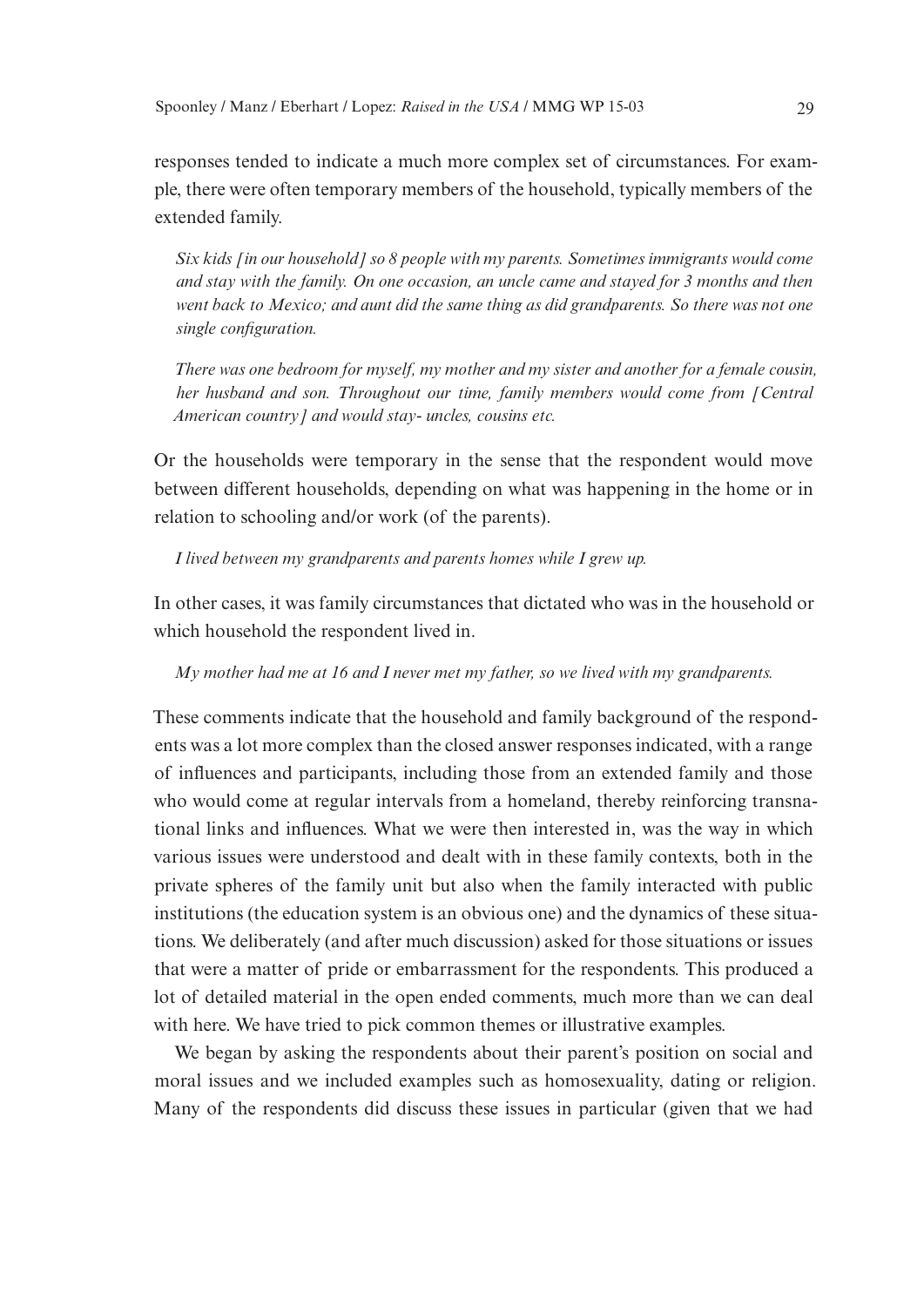responses tended to indicate a much more complex set of circumstances. For example, there were often temporary members of the household, typically members of the extended family.

> *Six kids [in our household] so 8 people with my parents. Sometimes immigrants would come and stay with the family. On one occasion, an uncle came and stayed for 3 months and then went back to Mexico; and aunt did the same thing as did grandparents. So there was not one single configuration.*

> *There was one bedroom for myself, my mother and my sister and another for a female cousin, her husband and son. Throughout our time, family members would come from [Central American country] and would stay- uncles, cousins etc.*

Or the households were temporary in the sense that the respondent would move between different households, depending on what was happening in the home or in relation to schooling and/or work (of the parents).

> *I lived between my grandparents and parents homes while I grew up.*

In other cases, it was family circumstances that dictated who was in the household or which household the respondent lived in.

> *My mother had me at 16 and I never met my father, so we lived with my grandparents.*

These comments indicate that the household and family background of the respondents was a lot more complex than the closed answer responses indicated, with a range of influences and participants, including those from an extended family and those who would come at regular intervals from a homeland, thereby reinforcing transnational links and influences. What we were then interested in, was the way in which various issues were understood and dealt with in these family contexts, both in the private spheres of the family unit but also when the family interacted with public institutions (the education system is an obvious one) and the dynamics of these situations. We deliberately (and after much discussion) asked for those situations or issues that were a matter of pride or embarrassment for the respondents. This produced a lot of detailed material in the open ended comments, much more than we can deal with here. We have tried to pick common themes or illustrative examples.

We began by asking the respondents about their parent's position on social and moral issues and we included examples such as homosexuality, dating or religion. Many of the respondents did discuss these issues in particular (given that we had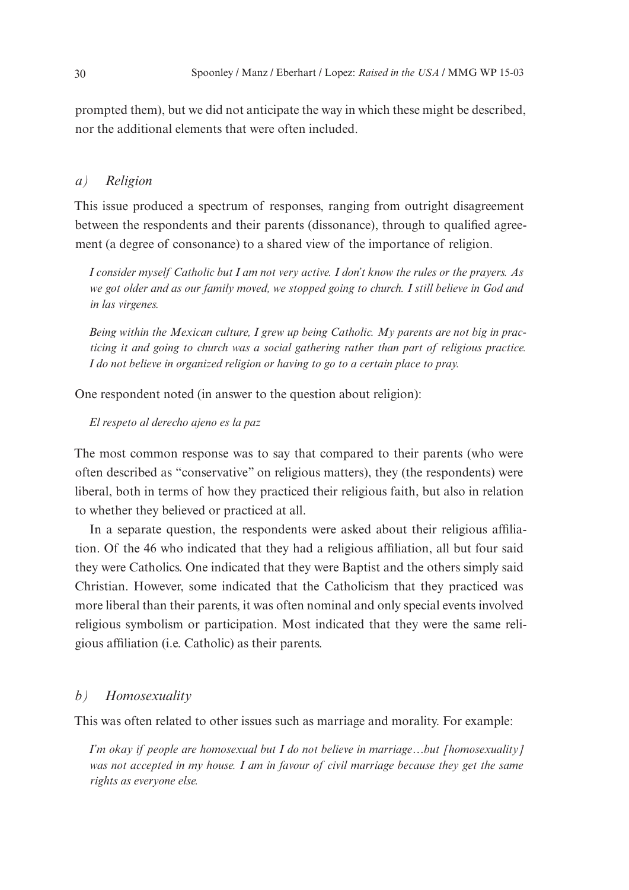prompted them), but we did not anticipate the way in which these might be described, nor the additional elements that were often included.

### *a) Religion*

This issue produced a spectrum of responses, ranging from outright disagreement between the respondents and their parents (dissonance), through to qualified agreement (a degree of consonance) to a shared view of the importance of religion.

> *I consider myself Catholic but I am not very active. I don't know the rules or the prayers. As we got older and as our family moved, we stopped going to church. I still believe in God and in las virgenes.*

> *Being within the Mexican culture, I grew up being Catholic. My parents are not big in practicing it and going to church was a social gathering rather than part of religious practice. I do not believe in organized religion or having to go to a certain place to pray.*

One respondent noted (in answer to the question about religion):

> *El respeto al derecho ajeno es la paz*

The most common response was to say that compared to their parents (who were often described as "conservative" on religious matters), they (the respondents) were liberal, both in terms of how they practiced their religious faith, but also in relation to whether they believed or practiced at all.

In a separate question, the respondents were asked about their religious affiliation. Of the 46 who indicated that they had a religious affiliation, all but four said they were Catholics. One indicated that they were Baptist and the others simply said Christian. However, some indicated that the Catholicism that they practiced was more liberal than their parents, it was often nominal and only special events involved religious symbolism or participation. Most indicated that they were the same religious affiliation (i.e. Catholic) as their parents.

### *b) Homosexuality*

This was often related to other issues such as marriage and morality. For example:

> *I'm okay if people are homosexual but I do not believe in marriage…but [homosexuality] was not accepted in my house. I am in favour of civil marriage because they get the same rights as everyone else.*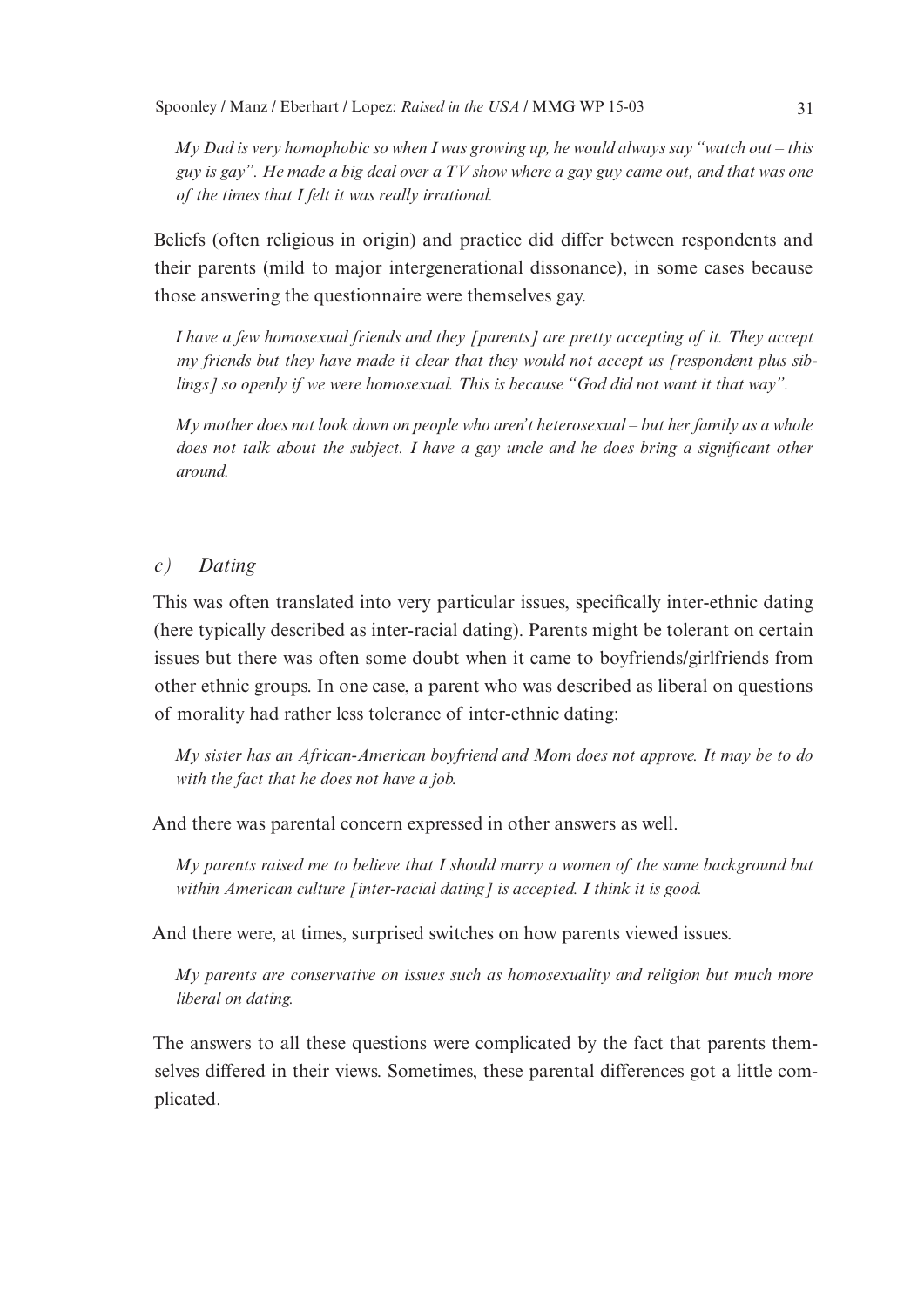*My Dad is very homophobic so when I was growing up, he would always say "watch out – this guy is gay". He made a big deal over a TV show where a gay guy came out, and that was one of the times that I felt it was really irrational.*

Beliefs (often religious in origin) and practice did differ between respondents and their parents (mild to major intergenerational dissonance), in some cases because those answering the questionnaire were themselves gay.

*I have a few homosexual friends and they [parents] are pretty accepting of it. They accept my friends but they have made it clear that they would not accept us [respondent plus siblings] so openly if we were homosexual. This is because "God did not want it that way".*

*My mother does not look down on people who aren't heterosexual – but her family as a whole does not talk about the subject. I have a gay uncle and he does bring a significant other around.*

### *c) Dating*

This was often translated into very particular issues, specifically inter-ethnic dating (here typically described as inter-racial dating). Parents might be tolerant on certain issues but there was often some doubt when it came to boyfriends/girlfriends from other ethnic groups. In one case, a parent who was described as liberal on questions of morality had rather less tolerance of inter-ethnic dating:

*My sister has an African-American boyfriend and Mom does not approve. It may be to do with the fact that he does not have a job.*

And there was parental concern expressed in other answers as well.

*My parents raised me to believe that I should marry a women of the same background but within American culture [inter-racial dating] is accepted. I think it is good.*

And there were, at times, surprised switches on how parents viewed issues.

*My parents are conservative on issues such as homosexuality and religion but much more liberal on dating.*

The answers to all these questions were complicated by the fact that parents themselves differed in their views. Sometimes, these parental differences got a little complicated.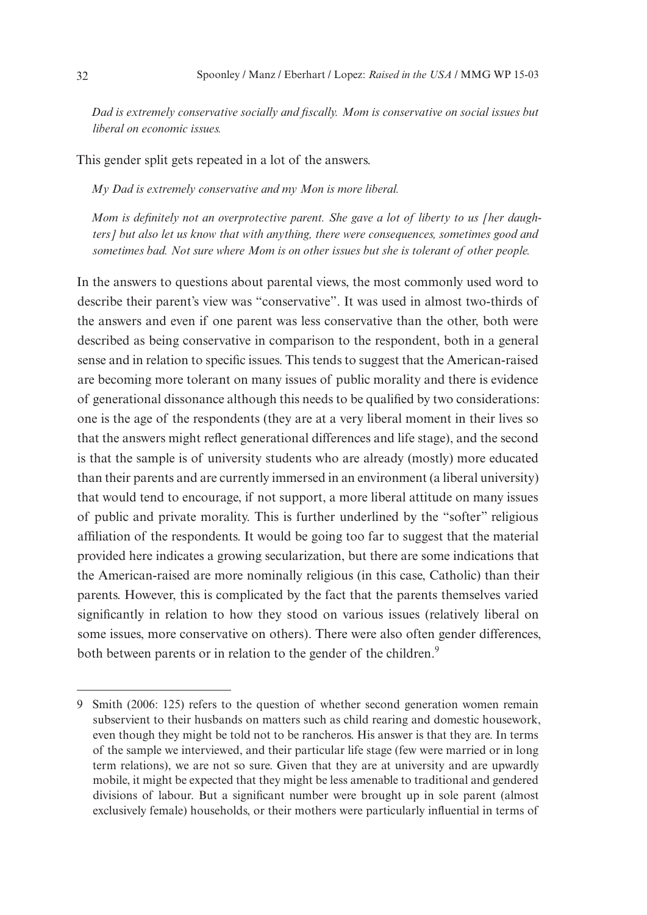*Dad is extremely conservative socially and fiscally. Mom is conservative on social issues but liberal on economic issues.*

This gender split gets repeated in a lot of the answers.

*My Dad is extremely conservative and my Mon is more liberal.*

*Mom is definitely not an overprotective parent. She gave a lot of liberty to us [her daughters] but also let us know that with anything, there were consequences, sometimes good and sometimes bad. Not sure where Mom is on other issues but she is tolerant of other people.*

In the answers to questions about parental views, the most commonly used word to describe their parent's view was "conservative". It was used in almost two-thirds of the answers and even if one parent was less conservative than the other, both were described as being conservative in comparison to the respondent, both in a general sense and in relation to specific issues. This tends to suggest that the American-raised are becoming more tolerant on many issues of public morality and there is evidence of generational dissonance although this needs to be qualified by two considerations: one is the age of the respondents (they are at a very liberal moment in their lives so that the answers might reflect generational differences and life stage), and the second is that the sample is of university students who are already (mostly) more educated than their parents and are currently immersed in an environment (a liberal university) that would tend to encourage, if not support, a more liberal attitude on many issues of public and private morality. This is further underlined by the "softer" religious affiliation of the respondents. It would be going too far to suggest that the material provided here indicates a growing secularization, but there are some indications that the American-raised are more nominally religious (in this case, Catholic) than their parents. However, this is complicated by the fact that the parents themselves varied significantly in relation to how they stood on various issues (relatively liberal on some issues, more conservative on others). There were also often gender differences, both between parents or in relation to the gender of the children.[9]

---

9 Smith (2006: 125) refers to the question of whether second generation women remain subservient to their husbands on matters such as child rearing and domestic housework, even though they might be told not to be rancheros. His answer is that they are. In terms of the sample we interviewed, and their particular life stage (few were married or in long term relations), we are not so sure. Given that they are at university and are upwardly mobile, it might be expected that they might be less amenable to traditional and gendered divisions of labour. But a significant number were brought up in sole parent (almost exclusively female) households, or their mothers were particularly influential in terms of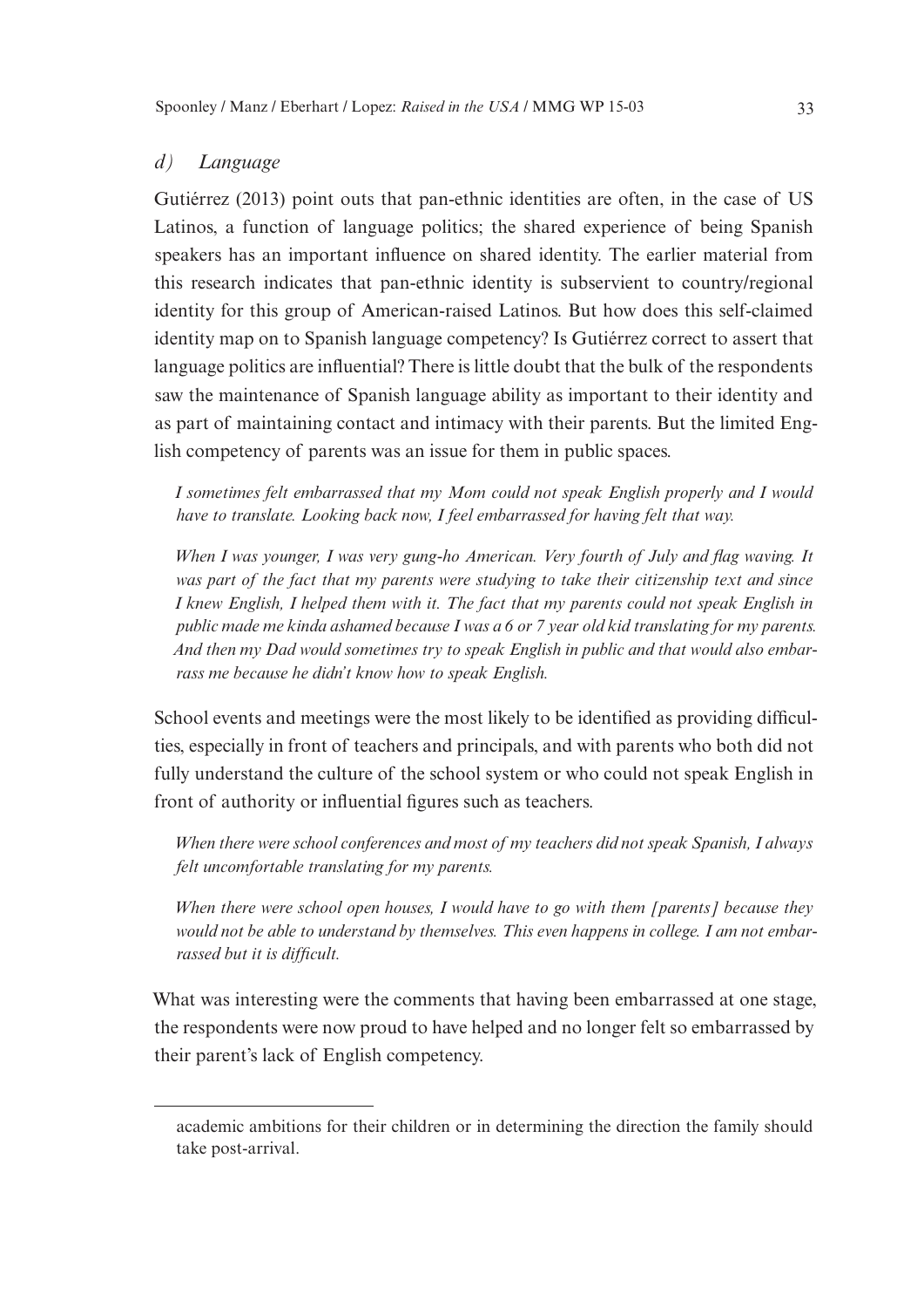### *d) Language*

Gutiérrez (2013) point outs that pan-ethnic identities are often, in the case of US Latinos, a function of language politics; the shared experience of being Spanish speakers has an important influence on shared identity. The earlier material from this research indicates that pan-ethnic identity is subservient to country/regional identity for this group of American-raised Latinos. But how does this self-claimed identity map on to Spanish language competency? Is Gutiérrez correct to assert that language politics are influential? There is little doubt that the bulk of the respondents saw the maintenance of Spanish language ability as important to their identity and as part of maintaining contact and intimacy with their parents. But the limited English competency of parents was an issue for them in public spaces.

> *I sometimes felt embarrassed that my Mom could not speak English properly and I would have to translate. Looking back now, I feel embarrassed for having felt that way.*

> *When I was younger, I was very gung-ho American. Very fourth of July and flag waving. It was part of the fact that my parents were studying to take their citizenship text and since I knew English, I helped them with it. The fact that my parents could not speak English in public made me kinda ashamed because I was a 6 or 7 year old kid translating for my parents. And then my Dad would sometimes try to speak English in public and that would also embarrass me because he didn't know how to speak English.*

School events and meetings were the most likely to be identified as providing difficulties, especially in front of teachers and principals, and with parents who both did not fully understand the culture of the school system or who could not speak English in front of authority or influential figures such as teachers.

> *When there were school conferences and most of my teachers did not speak Spanish, I always felt uncomfortable translating for my parents.*

> *When there were school open houses, I would have to go with them [parents] because they would not be able to understand by themselves. This even happens in college. I am not embarrassed but it is difficult.*

What was interesting were the comments that having been embarrassed at one stage, the respondents were now proud to have helped and no longer felt so embarrassed by their parent's lack of English competency.

---

academic ambitions for their children or in determining the direction the family should take post-arrival.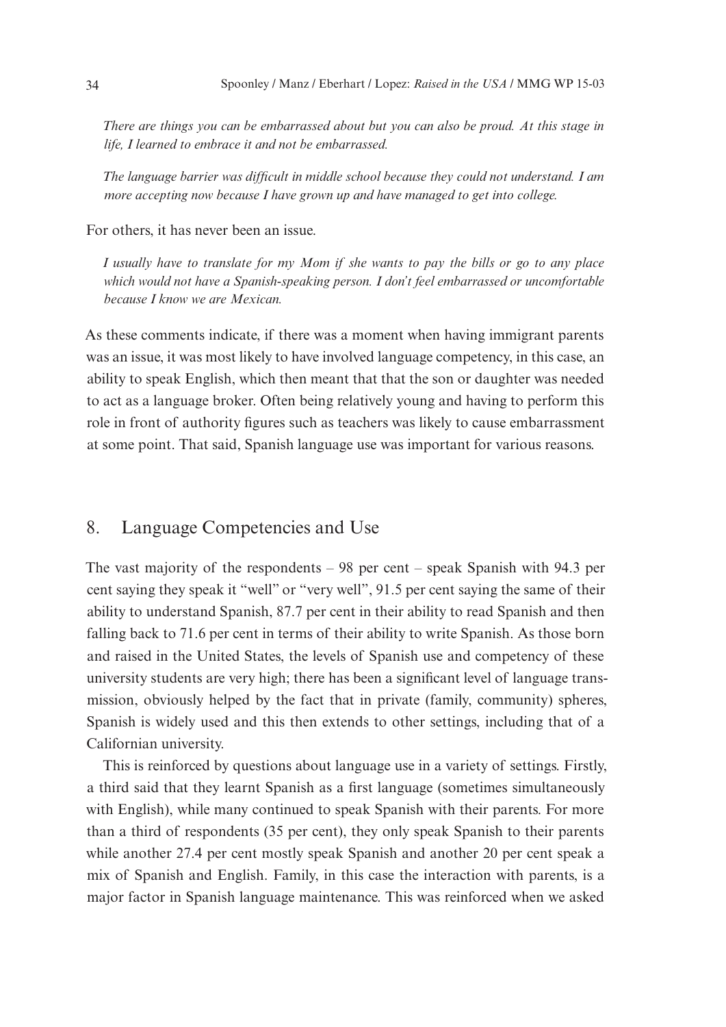*There are things you can be embarrassed about but you can also be proud. At this stage in life, I learned to embrace it and not be embarrassed.*

*The language barrier was difficult in middle school because they could not understand. I am more accepting now because I have grown up and have managed to get into college.*

For others, it has never been an issue.

*I usually have to translate for my Mom if she wants to pay the bills or go to any place which would not have a Spanish-speaking person. I don't feel embarrassed or uncomfortable because I know we are Mexican.*

As these comments indicate, if there was a moment when having immigrant parents was an issue, it was most likely to have involved language competency, in this case, an ability to speak English, which then meant that that the son or daughter was needed to act as a language broker. Often being relatively young and having to perform this role in front of authority figures such as teachers was likely to cause embarrassment at some point. That said, Spanish language use was important for various reasons.

## 8. Language Competencies and Use

The vast majority of the respondents – 98 per cent – speak Spanish with 94.3 per cent saying they speak it "well" or "very well", 91.5 per cent saying the same of their ability to understand Spanish, 87.7 per cent in their ability to read Spanish and then falling back to 71.6 per cent in terms of their ability to write Spanish. As those born and raised in the United States, the levels of Spanish use and competency of these university students are very high; there has been a significant level of language transmission, obviously helped by the fact that in private (family, community) spheres, Spanish is widely used and this then extends to other settings, including that of a Californian university.

This is reinforced by questions about language use in a variety of settings. Firstly, a third said that they learnt Spanish as a first language (sometimes simultaneously with English), while many continued to speak Spanish with their parents. For more than a third of respondents (35 per cent), they only speak Spanish to their parents while another 27.4 per cent mostly speak Spanish and another 20 per cent speak a mix of Spanish and English. Family, in this case the interaction with parents, is a major factor in Spanish language maintenance. This was reinforced when we asked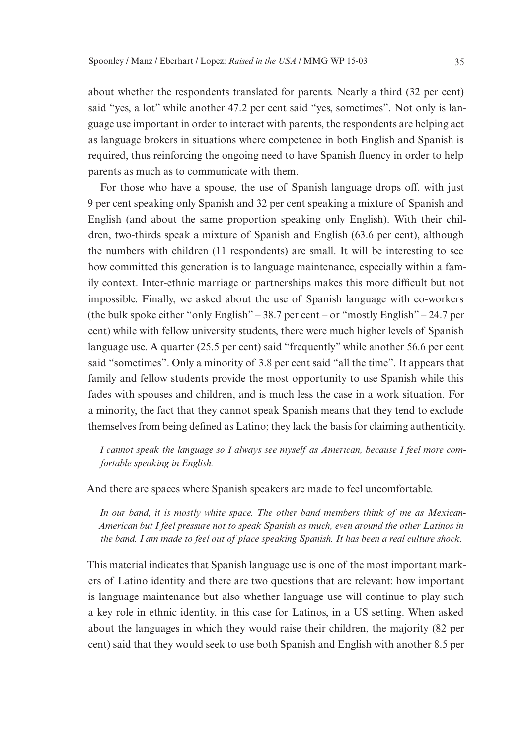about whether the respondents translated for parents. Nearly a third (32 per cent) said "yes, a lot" while another 47.2 per cent said "yes, sometimes". Not only is language use important in order to interact with parents, the respondents are helping act as language brokers in situations where competence in both English and Spanish is required, thus reinforcing the ongoing need to have Spanish fluency in order to help parents as much as to communicate with them.

For those who have a spouse, the use of Spanish language drops off, with just 9 per cent speaking only Spanish and 32 per cent speaking a mixture of Spanish and English (and about the same proportion speaking only English). With their children, two-thirds speak a mixture of Spanish and English (63.6 per cent), although the numbers with children (11 respondents) are small. It will be interesting to see how committed this generation is to language maintenance, especially within a family context. Inter-ethnic marriage or partnerships makes this more difficult but not impossible. Finally, we asked about the use of Spanish language with co-workers (the bulk spoke either "only English" – 38.7 per cent – or "mostly English" – 24.7 per cent) while with fellow university students, there were much higher levels of Spanish language use. A quarter (25.5 per cent) said "frequently" while another 56.6 per cent said "sometimes". Only a minority of 3.8 per cent said "all the time". It appears that family and fellow students provide the most opportunity to use Spanish while this fades with spouses and children, and is much less the case in a work situation. For a minority, the fact that they cannot speak Spanish means that they tend to exclude themselves from being defined as Latino; they lack the basis for claiming authenticity.

> *I cannot speak the language so I always see myself as American, because I feel more comfortable speaking in English.*

And there are spaces where Spanish speakers are made to feel uncomfortable.

> *In our band, it is mostly white space. The other band members think of me as Mexican-American but I feel pressure not to speak Spanish as much, even around the other Latinos in the band. I am made to feel out of place speaking Spanish. It has been a real culture shock.*

This material indicates that Spanish language use is one of the most important markers of Latino identity and there are two questions that are relevant: how important is language maintenance but also whether language use will continue to play such a key role in ethnic identity, in this case for Latinos, in a US setting. When asked about the languages in which they would raise their children, the majority (82 per cent) said that they would seek to use both Spanish and English with another 8.5 per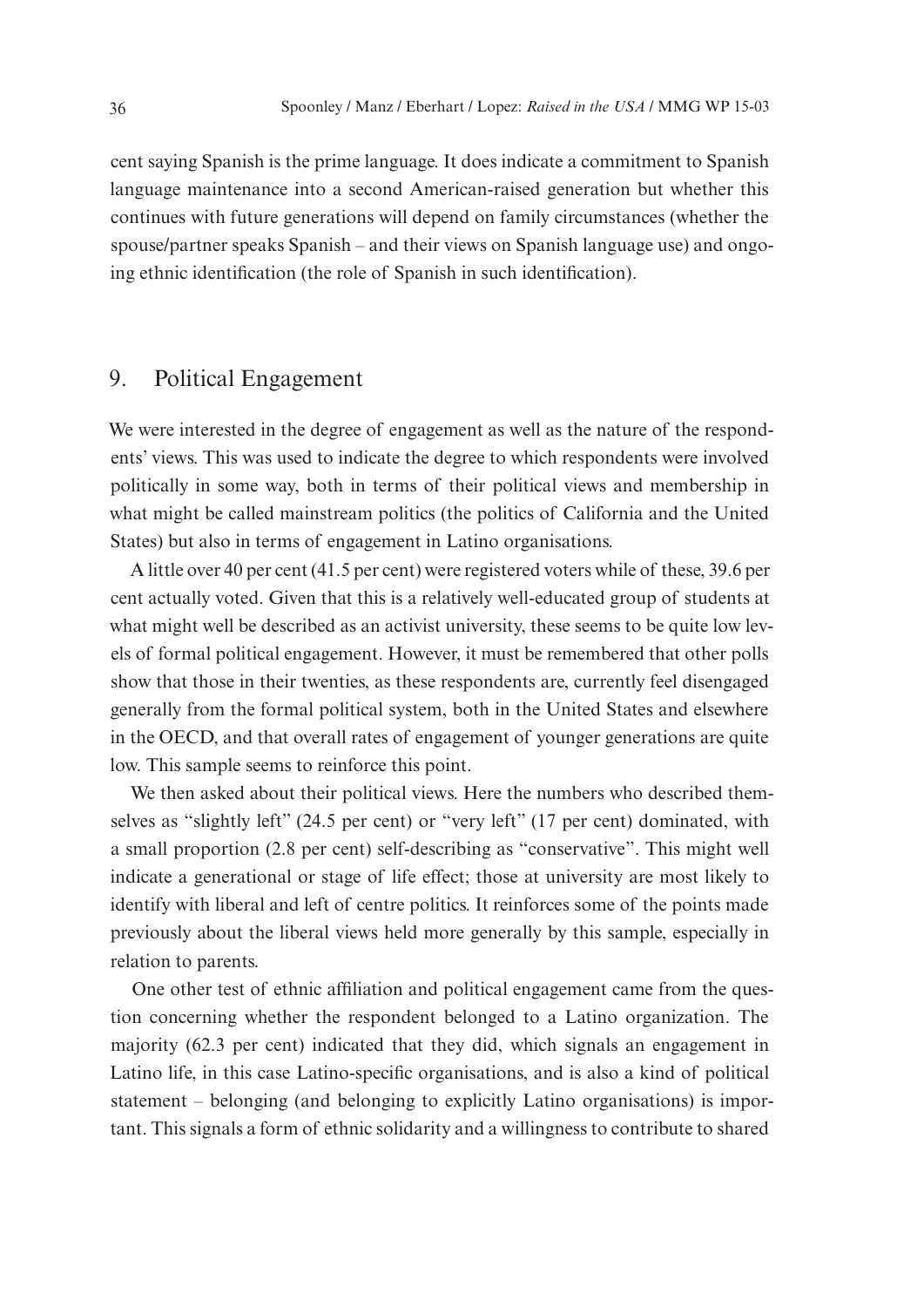cent saying Spanish is the prime language. It does indicate a commitment to Spanish language maintenance into a second American-raised generation but whether this continues with future generations will depend on family circumstances (whether the spouse/partner speaks Spanish – and their views on Spanish language use) and ongoing ethnic identification (the role of Spanish in such identification).

## 9. Political Engagement

We were interested in the degree of engagement as well as the nature of the respondents' views. This was used to indicate the degree to which respondents were involved politically in some way, both in terms of their political views and membership in what might be called mainstream politics (the politics of California and the United States) but also in terms of engagement in Latino organisations.

A little over 40 per cent (41.5 per cent) were registered voters while of these, 39.6 per cent actually voted. Given that this is a relatively well-educated group of students at what might well be described as an activist university, these seems to be quite low levels of formal political engagement. However, it must be remembered that other polls show that those in their twenties, as these respondents are, currently feel disengaged generally from the formal political system, both in the United States and elsewhere in the OECD, and that overall rates of engagement of younger generations are quite low. This sample seems to reinforce this point.

We then asked about their political views. Here the numbers who described themselves as "slightly left" (24.5 per cent) or "very left" (17 per cent) dominated, with a small proportion (2.8 per cent) self-describing as "conservative". This might well indicate a generational or stage of life effect; those at university are most likely to identify with liberal and left of centre politics. It reinforces some of the points made previously about the liberal views held more generally by this sample, especially in relation to parents.

One other test of ethnic affiliation and political engagement came from the question concerning whether the respondent belonged to a Latino organization. The majority (62.3 per cent) indicated that they did, which signals an engagement in Latino life, in this case Latino-specific organisations, and is also a kind of political statement – belonging (and belonging to explicitly Latino organisations) is important. This signals a form of ethnic solidarity and a willingness to contribute to shared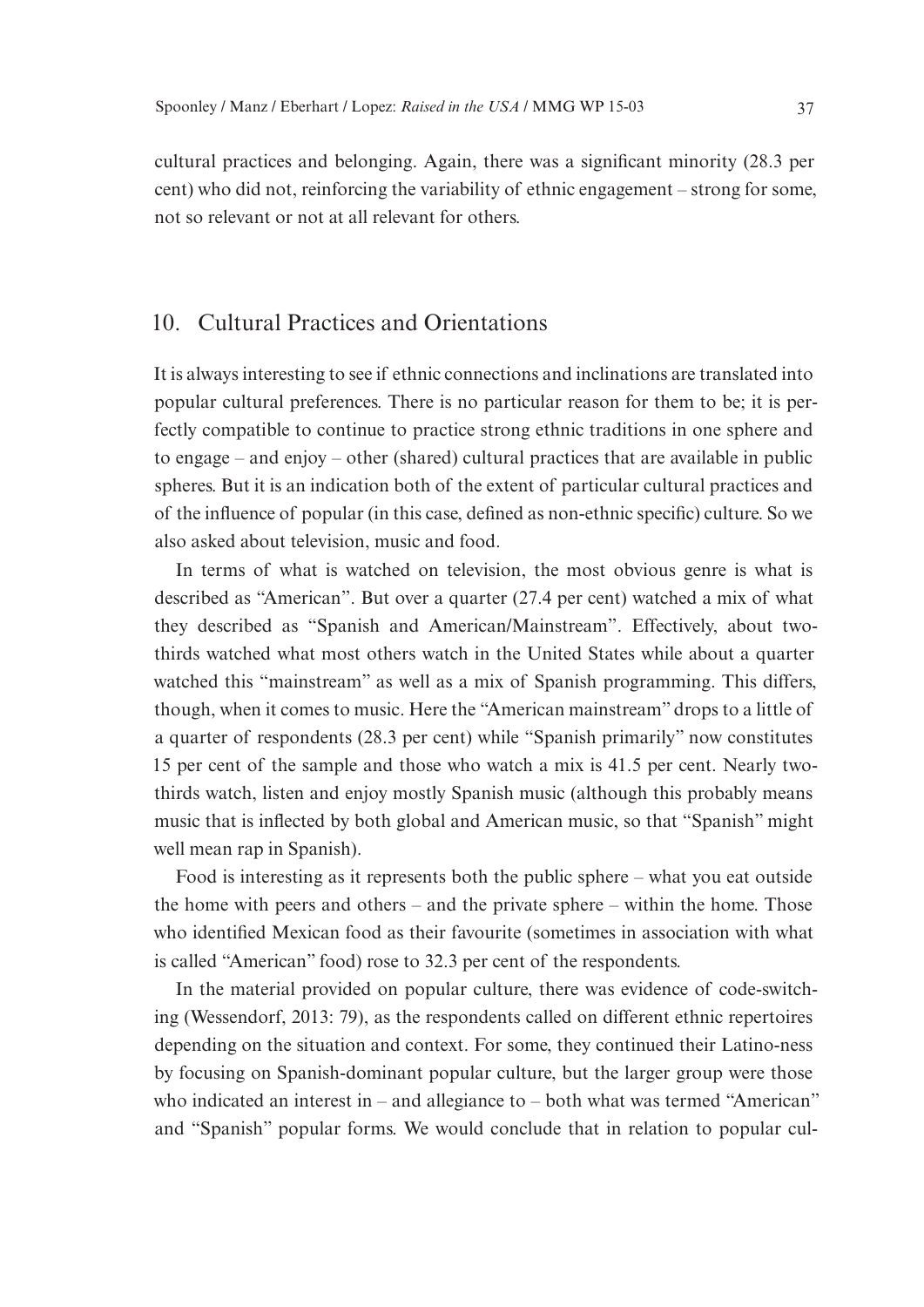cultural practices and belonging. Again, there was a significant minority (28.3 per cent) who did not, reinforcing the variability of ethnic engagement – strong for some, not so relevant or not at all relevant for others.

## 10. Cultural Practices and Orientations

It is always interesting to see if ethnic connections and inclinations are translated into popular cultural preferences. There is no particular reason for them to be; it is perfectly compatible to continue to practice strong ethnic traditions in one sphere and to engage – and enjoy – other (shared) cultural practices that are available in public spheres. But it is an indication both of the extent of particular cultural practices and of the influence of popular (in this case, defined as non-ethnic specific) culture. So we also asked about television, music and food.

In terms of what is watched on television, the most obvious genre is what is described as "American". But over a quarter (27.4 per cent) watched a mix of what they described as "Spanish and American/Mainstream". Effectively, about two-thirds watched what most others watch in the United States while about a quarter watched this "mainstream" as well as a mix of Spanish programming. This differs, though, when it comes to music. Here the "American mainstream" drops to a little of a quarter of respondents (28.3 per cent) while "Spanish primarily" now constitutes 15 per cent of the sample and those who watch a mix is 41.5 per cent. Nearly two-thirds watch, listen and enjoy mostly Spanish music (although this probably means music that is inflected by both global and American music, so that "Spanish" might well mean rap in Spanish).

Food is interesting as it represents both the public sphere – what you eat outside the home with peers and others – and the private sphere – within the home. Those who identified Mexican food as their favourite (sometimes in association with what is called "American" food) rose to 32.3 per cent of the respondents.

In the material provided on popular culture, there was evidence of code-switching (Wessendorf, 2013: 79), as the respondents called on different ethnic repertoires depending on the situation and context. For some, they continued their Latino-ness by focusing on Spanish-dominant popular culture, but the larger group were those who indicated an interest in – and allegiance to – both what was termed "American" and "Spanish" popular forms. We would conclude that in relation to popular cul-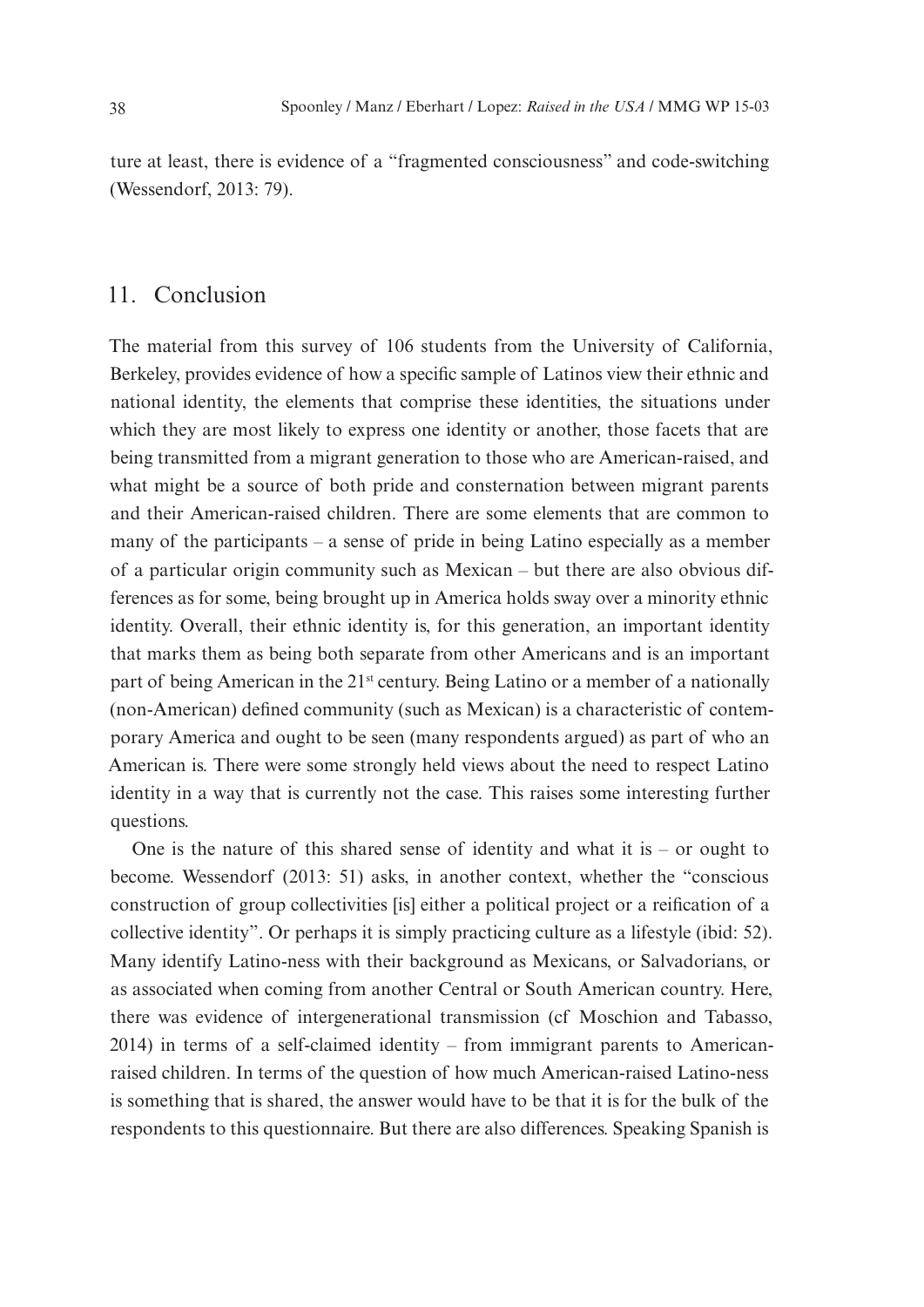ture at least, there is evidence of a "fragmented consciousness" and code-switching (Wessendorf, 2013: 79).

## 11. Conclusion

The material from this survey of 106 students from the University of California, Berkeley, provides evidence of how a specific sample of Latinos view their ethnic and national identity, the elements that comprise these identities, the situations under which they are most likely to express one identity or another, those facets that are being transmitted from a migrant generation to those who are American-raised, and what might be a source of both pride and consternation between migrant parents and their American-raised children. There are some elements that are common to many of the participants – a sense of pride in being Latino especially as a member of a particular origin community such as Mexican – but there are also obvious differences as for some, being brought up in America holds sway over a minority ethnic identity. Overall, their ethnic identity is, for this generation, an important identity that marks them as being both separate from other Americans and is an important part of being American in the 21st century. Being Latino or a member of a nationally (non-American) defined community (such as Mexican) is a characteristic of contemporary America and ought to be seen (many respondents argued) as part of who an American is. There were some strongly held views about the need to respect Latino identity in a way that is currently not the case. This raises some interesting further questions.

One is the nature of this shared sense of identity and what it is – or ought to become. Wessendorf (2013: 51) asks, in another context, whether the "conscious construction of group collectivities [is] either a political project or a reification of a collective identity". Or perhaps it is simply practicing culture as a lifestyle (ibid: 52). Many identify Latino-ness with their background as Mexicans, or Salvadorians, or as associated when coming from another Central or South American country. Here, there was evidence of intergenerational transmission (cf Moschion and Tabasso, 2014) in terms of a self-claimed identity – from immigrant parents to American-raised children. In terms of the question of how much American-raised Latino-ness is something that is shared, the answer would have to be that it is for the bulk of the respondents to this questionnaire. But there are also differences. Speaking Spanish is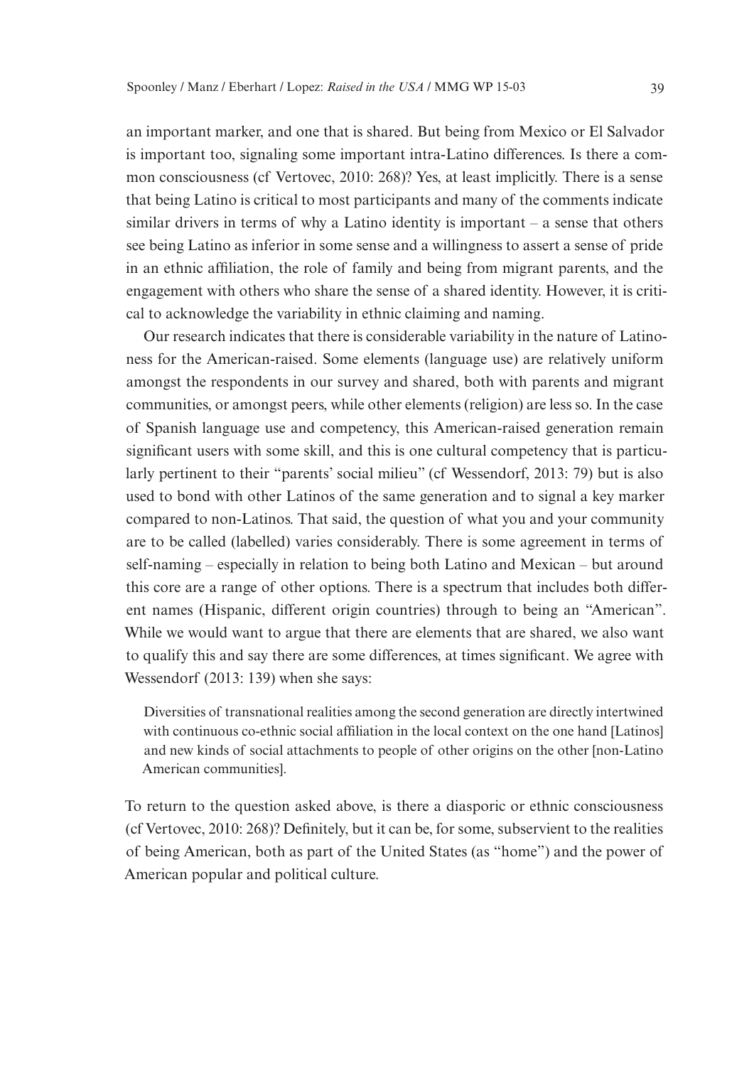an important marker, and one that is shared. But being from Mexico or El Salvador is important too, signaling some important intra-Latino differences. Is there a common consciousness (cf Vertovec, 2010: 268)? Yes, at least implicitly. There is a sense that being Latino is critical to most participants and many of the comments indicate similar drivers in terms of why a Latino identity is important – a sense that others see being Latino as inferior in some sense and a willingness to assert a sense of pride in an ethnic affiliation, the role of family and being from migrant parents, and the engagement with others who share the sense of a shared identity. However, it is critical to acknowledge the variability in ethnic claiming and naming.

Our research indicates that there is considerable variability in the nature of Latinoness for the American-raised. Some elements (language use) are relatively uniform amongst the respondents in our survey and shared, both with parents and migrant communities, or amongst peers, while other elements (religion) are less so. In the case of Spanish language use and competency, this American-raised generation remain significant users with some skill, and this is one cultural competency that is particularly pertinent to their "parents' social milieu" (cf Wessendorf, 2013: 79) but is also used to bond with other Latinos of the same generation and to signal a key marker compared to non-Latinos. That said, the question of what you and your community are to be called (labelled) varies considerably. There is some agreement in terms of self-naming – especially in relation to being both Latino and Mexican – but around this core are a range of other options. There is a spectrum that includes both different names (Hispanic, different origin countries) through to being an "American". While we would want to argue that there are elements that are shared, we also want to qualify this and say there are some differences, at times significant. We agree with Wessendorf (2013: 139) when she says:

> Diversities of transnational realities among the second generation are directly intertwined with continuous co-ethnic social affiliation in the local context on the one hand [Latinos] and new kinds of social attachments to people of other origins on the other [non-Latino American communities].

To return to the question asked above, is there a diasporic or ethnic consciousness (cf Vertovec, 2010: 268)? Definitely, but it can be, for some, subservient to the realities of being American, both as part of the United States (as "home") and the power of American popular and political culture.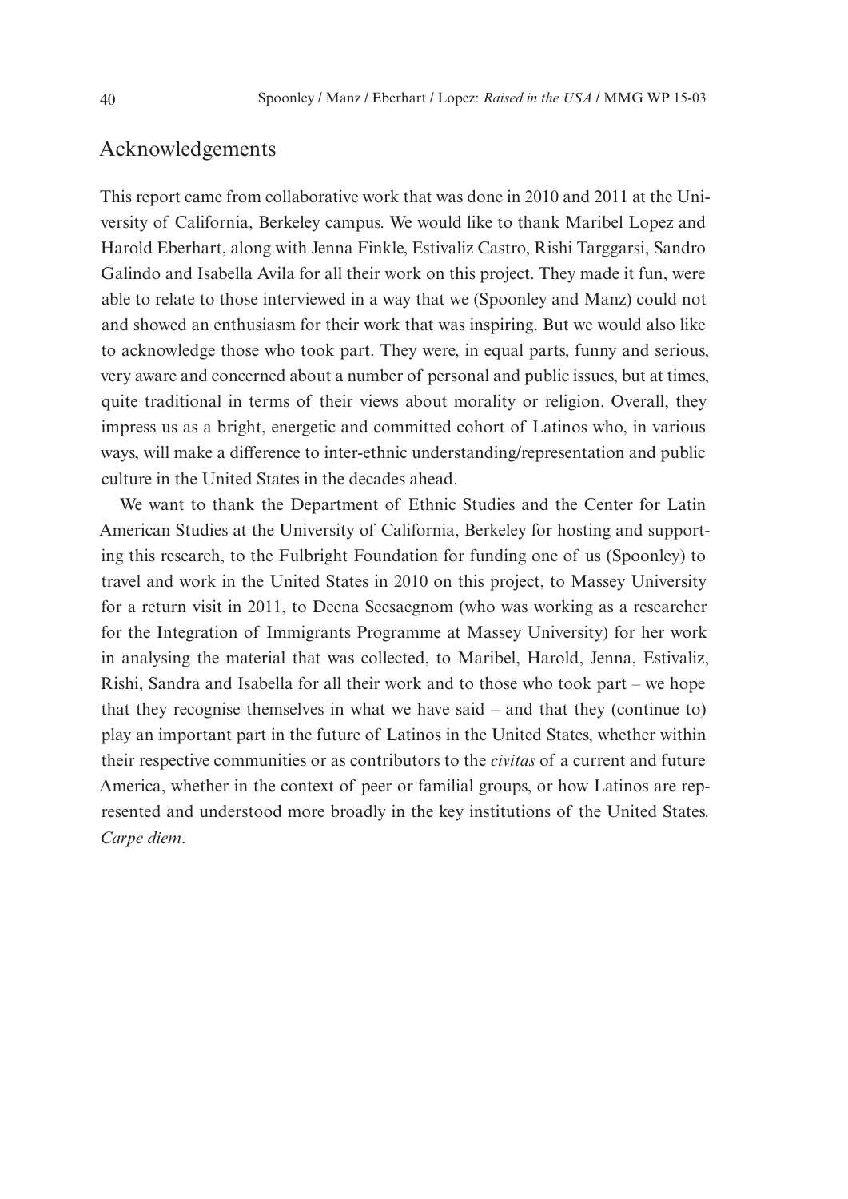## Acknowledgements

This report came from collaborative work that was done in 2010 and 2011 at the University of California, Berkeley campus. We would like to thank Maribel Lopez and Harold Eberhart, along with Jenna Finkle, Estivaliz Castro, Rishi Targgarsi, Sandro Galindo and Isabella Avila for all their work on this project. They made it fun, were able to relate to those interviewed in a way that we (Spoonley and Manz) could not and showed an enthusiasm for their work that was inspiring. But we would also like to acknowledge those who took part. They were, in equal parts, funny and serious, very aware and concerned about a number of personal and public issues, but at times, quite traditional in terms of their views about morality or religion. Overall, they impress us as a bright, energetic and committed cohort of Latinos who, in various ways, will make a difference to inter-ethnic understanding/representation and public culture in the United States in the decades ahead.

We want to thank the Department of Ethnic Studies and the Center for Latin American Studies at the University of California, Berkeley for hosting and supporting this research, to the Fulbright Foundation for funding one of us (Spoonley) to travel and work in the United States in 2010 on this project, to Massey University for a return visit in 2011, to Deena Seesaegnom (who was working as a researcher for the Integration of Immigrants Programme at Massey University) for her work in analysing the material that was collected, to Maribel, Harold, Jenna, Estivaliz, Rishi, Sandra and Isabella for all their work and to those who took part – we hope that they recognise themselves in what we have said – and that they (continue to) play an important part in the future of Latinos in the United States, whether within their respective communities or as contributors to the *civitas* of a current and future America, whether in the context of peer or familial groups, or how Latinos are represented and understood more broadly in the key institutions of the United States. *Carpe diem*.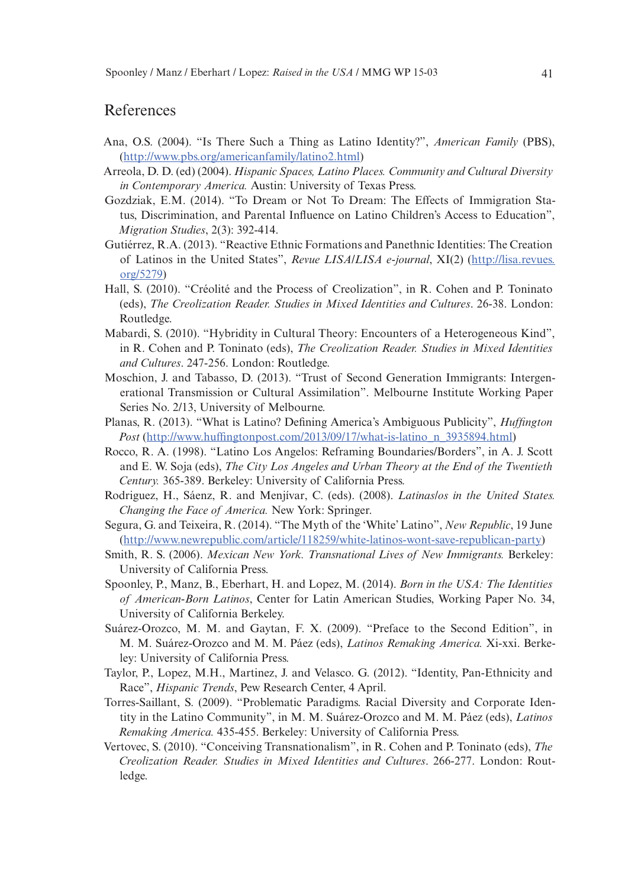## References

Ana, O.S. (2004). "Is There Such a Thing as Latino Identity?", *American Family* (PBS), (http://www.pbs.org/americanfamily/latino2.html)

Arreola, D. D. (ed) (2004). *Hispanic Spaces, Latino Places. Community and Cultural Diversity in Contemporary America.* Austin: University of Texas Press.

Gozdziak, E.M. (2014). "To Dream or Not To Dream: The Effects of Immigration Status, Discrimination, and Parental Influence on Latino Children's Access to Education", *Migration Studies*, 2(3): 392-414.

Gutiérrez, R.A. (2013). "Reactive Ethnic Formations and Panethnic Identities: The Creation of Latinos in the United States", *Revue LISA/LISA e-journal*, XI(2) (http://lisa.revues.org/5279)

Hall, S. (2010). "Créolité and the Process of Creolization", in R. Cohen and P. Toninato (eds), *The Creolization Reader. Studies in Mixed Identities and Cultures*. 26-38. London: Routledge.

Mabardi, S. (2010). "Hybridity in Cultural Theory: Encounters of a Heterogeneous Kind", in R. Cohen and P. Toninato (eds), *The Creolization Reader. Studies in Mixed Identities and Cultures*. 247-256. London: Routledge.

Moschion, J. and Tabasso, D. (2013). "Trust of Second Generation Immigrants: Intergenerational Transmission or Cultural Assimilation". Melbourne Institute Working Paper Series No. 2/13, University of Melbourne.

Planas, R. (2013). "What is Latino? Defining America's Ambiguous Publicity", *Huffington Post* (http://www.huffingtonpost.com/2013/09/17/what-is-latino_n_3935894.html)

Rocco, R. A. (1998). "Latino Los Angelos: Reframing Boundaries/Borders", in A. J. Scott and E. W. Soja (eds), *The City Los Angeles and Urban Theory at the End of the Twentieth Century.* 365-389. Berkeley: University of California Press.

Rodriguez, H., Sáenz, R. and Menjívar, C. (eds). (2008). *Latinas/os in the United States. Changing the Face of America.* New York: Springer.

Segura, G. and Teixeira, R. (2014). "The Myth of the 'White' Latino", *New Republic*, 19 June (http://www.newrepublic.com/article/118259/white-latinos-wont-save-republican-party)

Smith, R. S. (2006). *Mexican New York. Transnational Lives of New Immigrants.* Berkeley: University of California Press.

Spoonley, P., Manz, B., Eberhart, H. and Lopez, M. (2014). *Born in the USA: The Identities of American-Born Latinos*, Center for Latin American Studies, Working Paper No. 34, University of California Berkeley.

Suárez-Orozco, M. M. and Gaytan, F. X. (2009). "Preface to the Second Edition", in M. M. Suárez-Orozco and M. M. Páez (eds), *Latinos Remaking America.* Xi-xxi. Berkeley: University of California Press.

Taylor, P., Lopez, M.H., Martinez, J. and Velasco. G. (2012). "Identity, Pan-Ethnicity and Race", *Hispanic Trends*, Pew Research Center, 4 April.

Torres-Saillant, S. (2009). "Problematic Paradigms. Racial Diversity and Corporate Identity in the Latino Community", in M. M. Suárez-Orozco and M. M. Páez (eds), *Latinos Remaking America.* 435-455. Berkeley: University of California Press.

Vertovec, S. (2010). "Conceiving Transnationalism", in R. Cohen and P. Toninato (eds), *The Creolization Reader. Studies in Mixed Identities and Cultures*. 266-277. London: Routledge.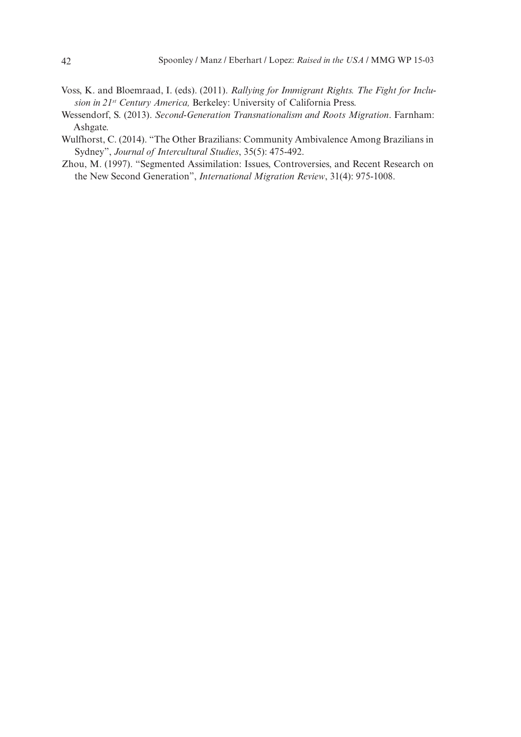Voss, K. and Bloemraad, I. (eds). (2011). *Rallying for Immigrant Rights. The Fight for Inclusion in 21st Century America,* Berkeley: University of California Press.

Wessendorf, S. (2013). *Second-Generation Transnationalism and Roots Migration*. Farnham: Ashgate.

Wulfhorst, C. (2014). "The Other Brazilians: Community Ambivalence Among Brazilians in Sydney", *Journal of Intercultural Studies*, 35(5): 475-492.

Zhou, M. (1997). "Segmented Assimilation: Issues, Controversies, and Recent Research on the New Second Generation", *International Migration Review*, 31(4): 975-1008.